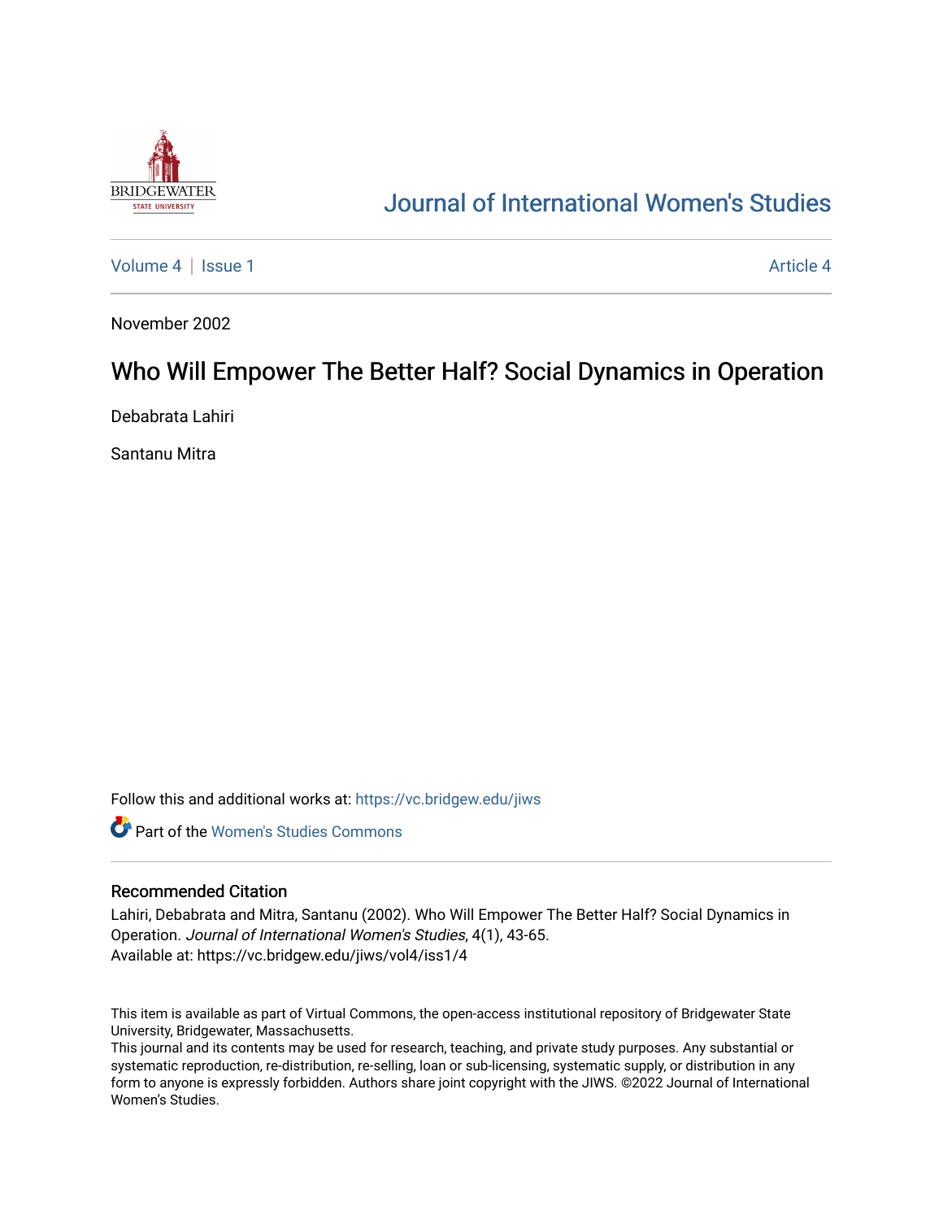# Journal of International Women's Studies

Volume 4 | Issue 1 Article 4

November 2002

## Who Will Empower The Better Half? Social Dynamics in Operation

Debabrata Lahiri

Santanu Mitra

Follow this and additional works at: https://vc.bridgew.edu/jiws

Part of the Women's Studies Commons

### Recommended Citation

Lahiri, Debabrata and Mitra, Santanu (2002). Who Will Empower The Better Half? Social Dynamics in Operation. *Journal of International Women's Studies*, 4(1), 43-65.
Available at: https://vc.bridgew.edu/jiws/vol4/iss1/4

This item is available as part of Virtual Commons, the open-access institutional repository of Bridgewater State University, Bridgewater, Massachusetts.
This journal and its contents may be used for research, teaching, and private study purposes. Any substantial or systematic reproduction, re-distribution, re-selling, loan or sub-licensing, systematic supply, or distribution in any form to anyone is expressly forbidden. Authors share joint copyright with the JIWS. ©2022 Journal of International Women's Studies.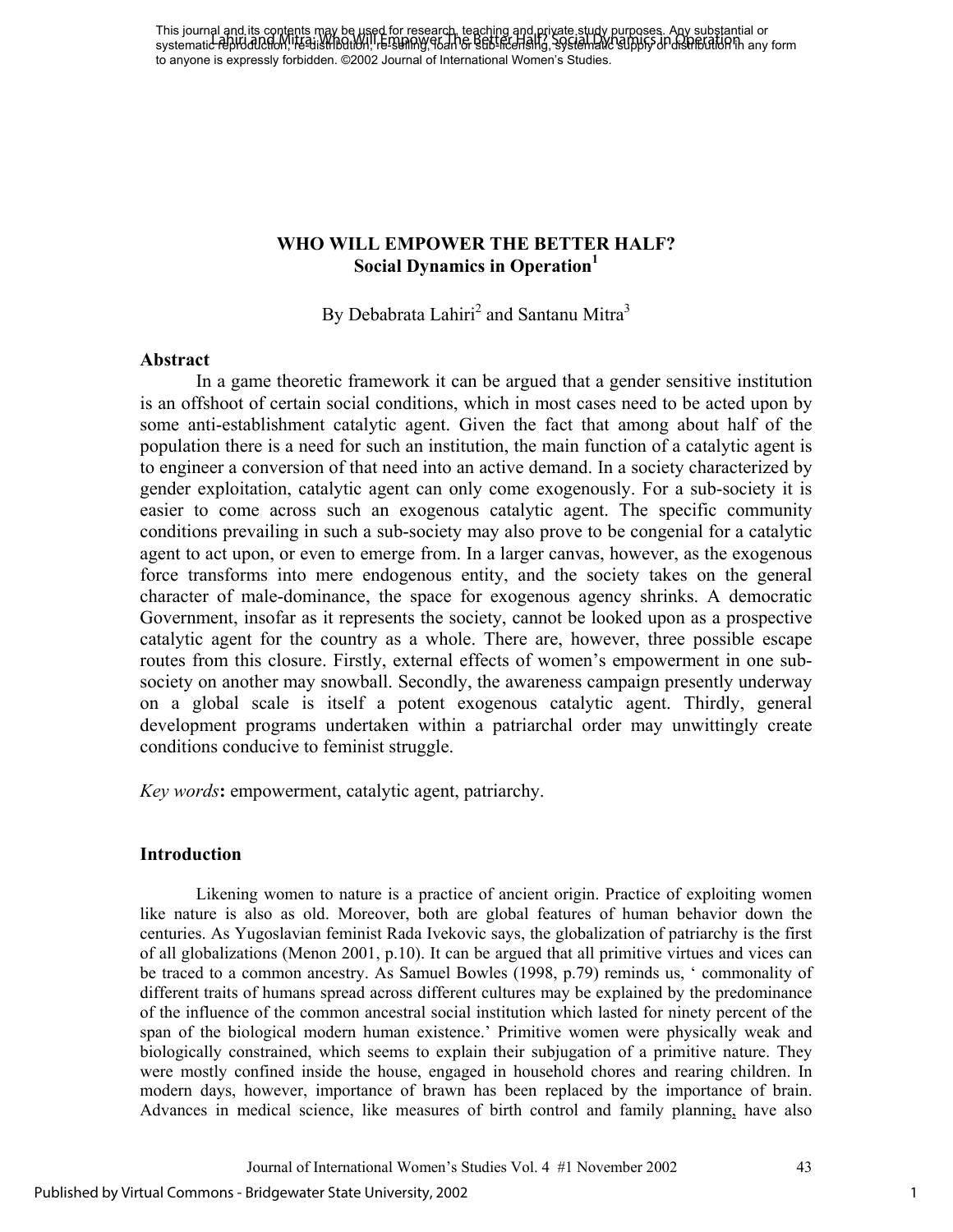# WHO WILL EMPOWER THE BETTER HALF? Social Dynamics in Operation[1]

By Debabrata Lahiri[2] and Santanu Mitra[3]

## Abstract

In a game theoretic framework it can be argued that a gender sensitive institution is an offshoot of certain social conditions, which in most cases need to be acted upon by some anti-establishment catalytic agent. Given the fact that among about half of the population there is a need for such an institution, the main function of a catalytic agent is to engineer a conversion of that need into an active demand. In a society characterized by gender exploitation, catalytic agent can only come exogenously. For a sub-society it is easier to come across such an exogenous catalytic agent. The specific community conditions prevailing in such a sub-society may also prove to be congenial for a catalytic agent to act upon, or even to emerge from. In a larger canvas, however, as the exogenous force transforms into mere endogenous entity, and the society takes on the general character of male-dominance, the space for exogenous agency shrinks. A democratic Government, insofar as it represents the society, cannot be looked upon as a prospective catalytic agent for the country as a whole. There are, however, three possible escape routes from this closure. Firstly, external effects of women's empowerment in one sub-society on another may snowball. Secondly, the awareness campaign presently underway on a global scale is itself a potent exogenous catalytic agent. Thirdly, general development programs undertaken within a patriarchal order may unwittingly create conditions conducive to feminist struggle.

*Key words*: empowerment, catalytic agent, patriarchy.

## Introduction

Likening women to nature is a practice of ancient origin. Practice of exploiting women like nature is also as old. Moreover, both are global features of human behavior down the centuries. As Yugoslavian feminist Rada Ivekovic says, the globalization of patriarchy is the first of all globalizations (Menon 2001, p.10). It can be argued that all primitive virtues and vices can be traced to a common ancestry. As Samuel Bowles (1998, p.79) reminds us, ' commonality of different traits of humans spread across different cultures may be explained by the predominance of the influence of the common ancestral social institution which lasted for ninety percent of the span of the biological modern human existence.' Primitive women were physically weak and biologically constrained, which seems to explain their subjugation of a primitive nature. They were mostly confined inside the house, engaged in household chores and rearing children. In modern days, however, importance of brawn has been replaced by the importance of brain. Advances in medical science, like measures of birth control and family planning, have also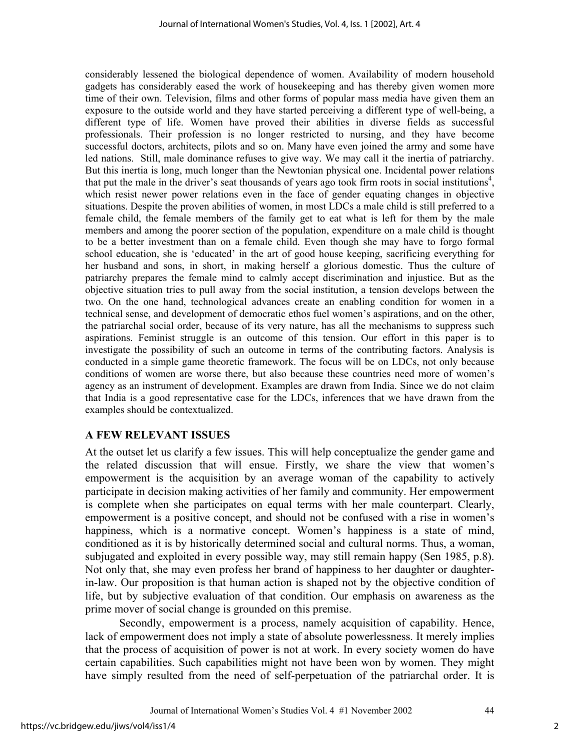considerably lessened the biological dependence of women. Availability of modern household gadgets has considerably eased the work of housekeeping and has thereby given women more time of their own. Television, films and other forms of popular mass media have given them an exposure to the outside world and they have started perceiving a different type of well-being, a different type of life. Women have proved their abilities in diverse fields as successful professionals. Their profession is no longer restricted to nursing, and they have become successful doctors, architects, pilots and so on. Many have even joined the army and some have led nations. Still, male dominance refuses to give way. We may call it the inertia of patriarchy. But this inertia is long, much longer than the Newtonian physical one. Incidental power relations that put the male in the driver's seat thousands of years ago took firm roots in social institutions[4], which resist newer power relations even in the face of gender equating changes in objective situations. Despite the proven abilities of women, in most LDCs a male child is still preferred to a female child, the female members of the family get to eat what is left for them by the male members and among the poorer section of the population, expenditure on a male child is thought to be a better investment than on a female child. Even though she may have to forgo formal school education, she is 'educated' in the art of good house keeping, sacrificing everything for her husband and sons, in short, in making herself a glorious domestic. Thus the culture of patriarchy prepares the female mind to calmly accept discrimination and injustice. But as the objective situation tries to pull away from the social institution, a tension develops between the two. On the one hand, technological advances create an enabling condition for women in a technical sense, and development of democratic ethos fuel women's aspirations, and on the other, the patriarchal social order, because of its very nature, has all the mechanisms to suppress such aspirations. Feminist struggle is an outcome of this tension. Our effort in this paper is to investigate the possibility of such an outcome in terms of the contributing factors. Analysis is conducted in a simple game theoretic framework. The focus will be on LDCs, not only because conditions of women are worse there, but also because these countries need more of women's agency as an instrument of development. Examples are drawn from India. Since we do not claim that India is a good representative case for the LDCs, inferences that we have drawn from the examples should be contextualized.

## A FEW RELEVANT ISSUES

At the outset let us clarify a few issues. This will help conceptualize the gender game and the related discussion that will ensue. Firstly, we share the view that women's empowerment is the acquisition by an average woman of the capability to actively participate in decision making activities of her family and community. Her empowerment is complete when she participates on equal terms with her male counterpart. Clearly, empowerment is a positive concept, and should not be confused with a rise in women's happiness, which is a normative concept. Women's happiness is a state of mind, conditioned as it is by historically determined social and cultural norms. Thus, a woman, subjugated and exploited in every possible way, may still remain happy (Sen 1985, p.8). Not only that, she may even profess her brand of happiness to her daughter or daughter-in-law. Our proposition is that human action is shaped not by the objective condition of life, but by subjective evaluation of that condition. Our emphasis on awareness as the prime mover of social change is grounded on this premise.

Secondly, empowerment is a process, namely acquisition of capability. Hence, lack of empowerment does not imply a state of absolute powerlessness. It merely implies that the process of acquisition of power is not at work. In every society women do have certain capabilities. Such capabilities might not have been won by women. They might have simply resulted from the need of self-perpetuation of the patriarchal order. It is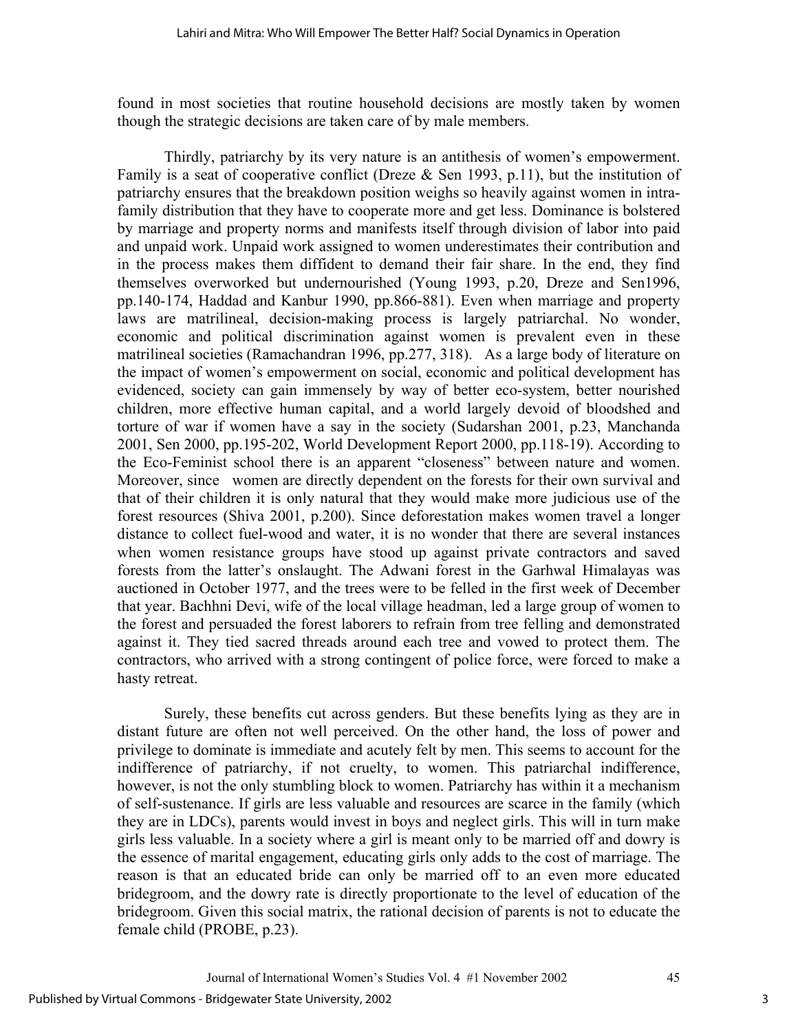found in most societies that routine household decisions are mostly taken by women though the strategic decisions are taken care of by male members.

Thirdly, patriarchy by its very nature is an antithesis of women's empowerment. Family is a seat of cooperative conflict (Dreze & Sen 1993, p.11), but the institution of patriarchy ensures that the breakdown position weighs so heavily against women in intra-family distribution that they have to cooperate more and get less. Dominance is bolstered by marriage and property norms and manifests itself through division of labor into paid and unpaid work. Unpaid work assigned to women underestimates their contribution and in the process makes them diffident to demand their fair share. In the end, they find themselves overworked but undernourished (Young 1993, p.20, Dreze and Sen1996, pp.140-174, Haddad and Kanbur 1990, pp.866-881). Even when marriage and property laws are matrilineal, decision-making process is largely patriarchal. No wonder, economic and political discrimination against women is prevalent even in these matrilineal societies (Ramachandran 1996, pp.277, 318). As a large body of literature on the impact of women's empowerment on social, economic and political development has evidenced, society can gain immensely by way of better eco-system, better nourished children, more effective human capital, and a world largely devoid of bloodshed and torture of war if women have a say in the society (Sudarshan 2001, p.23, Manchanda 2001, Sen 2000, pp.195-202, World Development Report 2000, pp.118-19). According to the Eco-Feminist school there is an apparent "closeness" between nature and women. Moreover, since women are directly dependent on the forests for their own survival and that of their children it is only natural that they would make more judicious use of the forest resources (Shiva 2001, p.200). Since deforestation makes women travel a longer distance to collect fuel-wood and water, it is no wonder that there are several instances when women resistance groups have stood up against private contractors and saved forests from the latter's onslaught. The Adwani forest in the Garhwal Himalayas was auctioned in October 1977, and the trees were to be felled in the first week of December that year. Bachhni Devi, wife of the local village headman, led a large group of women to the forest and persuaded the forest laborers to refrain from tree felling and demonstrated against it. They tied sacred threads around each tree and vowed to protect them. The contractors, who arrived with a strong contingent of police force, were forced to make a hasty retreat.

Surely, these benefits cut across genders. But these benefits lying as they are in distant future are often not well perceived. On the other hand, the loss of power and privilege to dominate is immediate and acutely felt by men. This seems to account for the indifference of patriarchy, if not cruelty, to women. This patriarchal indifference, however, is not the only stumbling block to women. Patriarchy has within it a mechanism of self-sustenance. If girls are less valuable and resources are scarce in the family (which they are in LDCs), parents would invest in boys and neglect girls. This will in turn make girls less valuable. In a society where a girl is meant only to be married off and dowry is the essence of marital engagement, educating girls only adds to the cost of marriage. The reason is that an educated bride can only be married off to an even more educated bridegroom, and the dowry rate is directly proportionate to the level of education of the bridegroom. Given this social matrix, the rational decision of parents is not to educate the female child (PROBE, p.23).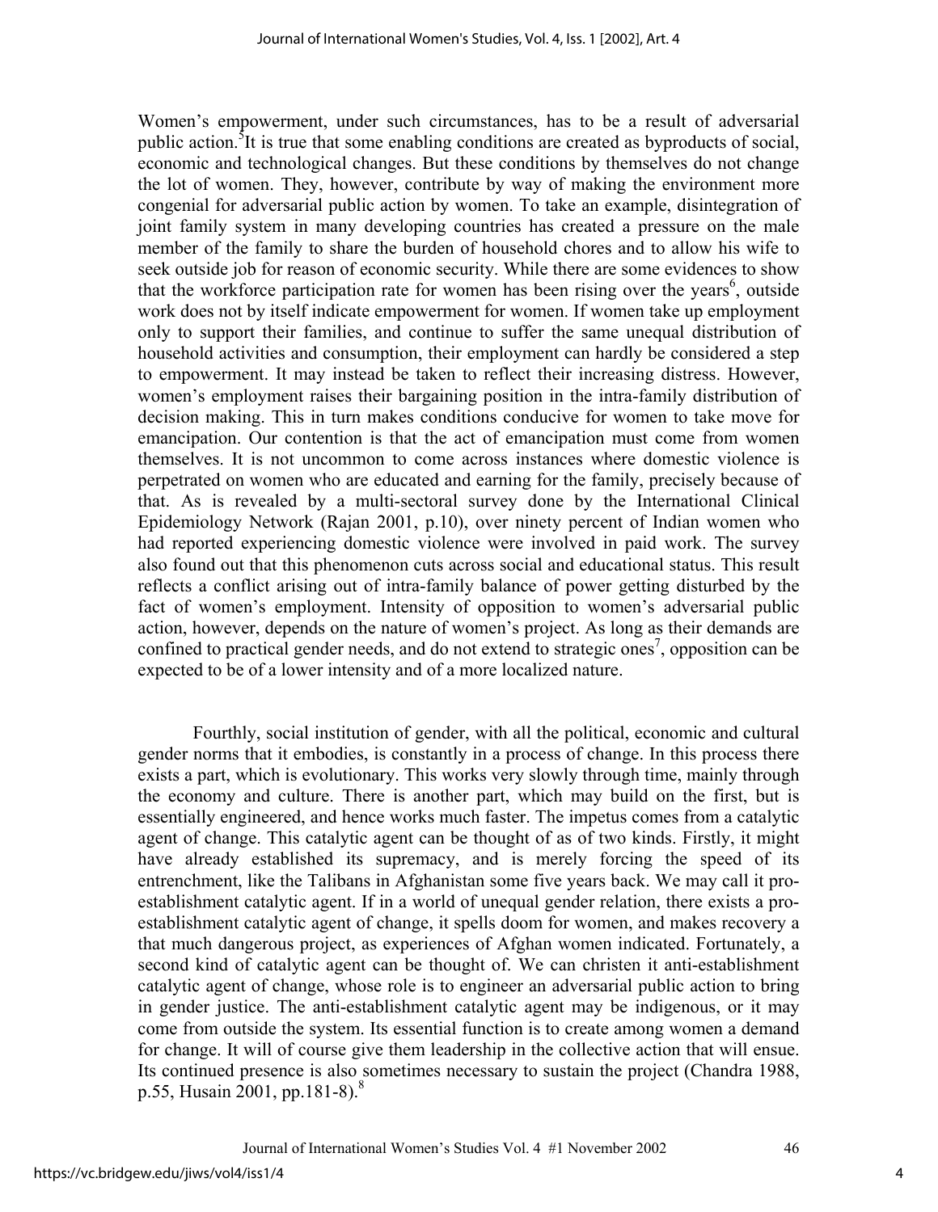Women's empowerment, under such circumstances, has to be a result of adversarial public action.[5] It is true that some enabling conditions are created as byproducts of social, economic and technological changes. But these conditions by themselves do not change the lot of women. They, however, contribute by way of making the environment more congenial for adversarial public action by women. To take an example, disintegration of joint family system in many developing countries has created a pressure on the male member of the family to share the burden of household chores and to allow his wife to seek outside job for reason of economic security. While there are some evidences to show that the workforce participation rate for women has been rising over the years[6], outside work does not by itself indicate empowerment for women. If women take up employment only to support their families, and continue to suffer the same unequal distribution of household activities and consumption, their employment can hardly be considered a step to empowerment. It may instead be taken to reflect their increasing distress. However, women's employment raises their bargaining position in the intra-family distribution of decision making. This in turn makes conditions conducive for women to take move for emancipation. Our contention is that the act of emancipation must come from women themselves. It is not uncommon to come across instances where domestic violence is perpetrated on women who are educated and earning for the family, precisely because of that. As is revealed by a multi-sectoral survey done by the International Clinical Epidemiology Network (Rajan 2001, p.10), over ninety percent of Indian women who had reported experiencing domestic violence were involved in paid work. The survey also found out that this phenomenon cuts across social and educational status. This result reflects a conflict arising out of intra-family balance of power getting disturbed by the fact of women's employment. Intensity of opposition to women's adversarial public action, however, depends on the nature of women's project. As long as their demands are confined to practical gender needs, and do not extend to strategic ones[7], opposition can be expected to be of a lower intensity and of a more localized nature.

Fourthly, social institution of gender, with all the political, economic and cultural gender norms that it embodies, is constantly in a process of change. In this process there exists a part, which is evolutionary. This works very slowly through time, mainly through the economy and culture. There is another part, which may build on the first, but is essentially engineered, and hence works much faster. The impetus comes from a catalytic agent of change. This catalytic agent can be thought of as of two kinds. Firstly, it might have already established its supremacy, and is merely forcing the speed of its entrenchment, like the Talibans in Afghanistan some five years back. We may call it pro-establishment catalytic agent. If in a world of unequal gender relation, there exists a pro-establishment catalytic agent of change, it spells doom for women, and makes recovery a that much dangerous project, as experiences of Afghan women indicated. Fortunately, a second kind of catalytic agent can be thought of. We can christen it anti-establishment catalytic agent of change, whose role is to engineer an adversarial public action to bring in gender justice. The anti-establishment catalytic agent may be indigenous, or it may come from outside the system. Its essential function is to create among women a demand for change. It will of course give them leadership in the collective action that will ensue. Its continued presence is also sometimes necessary to sustain the project (Chandra 1988, p.55, Husain 2001, pp.181-8).[8]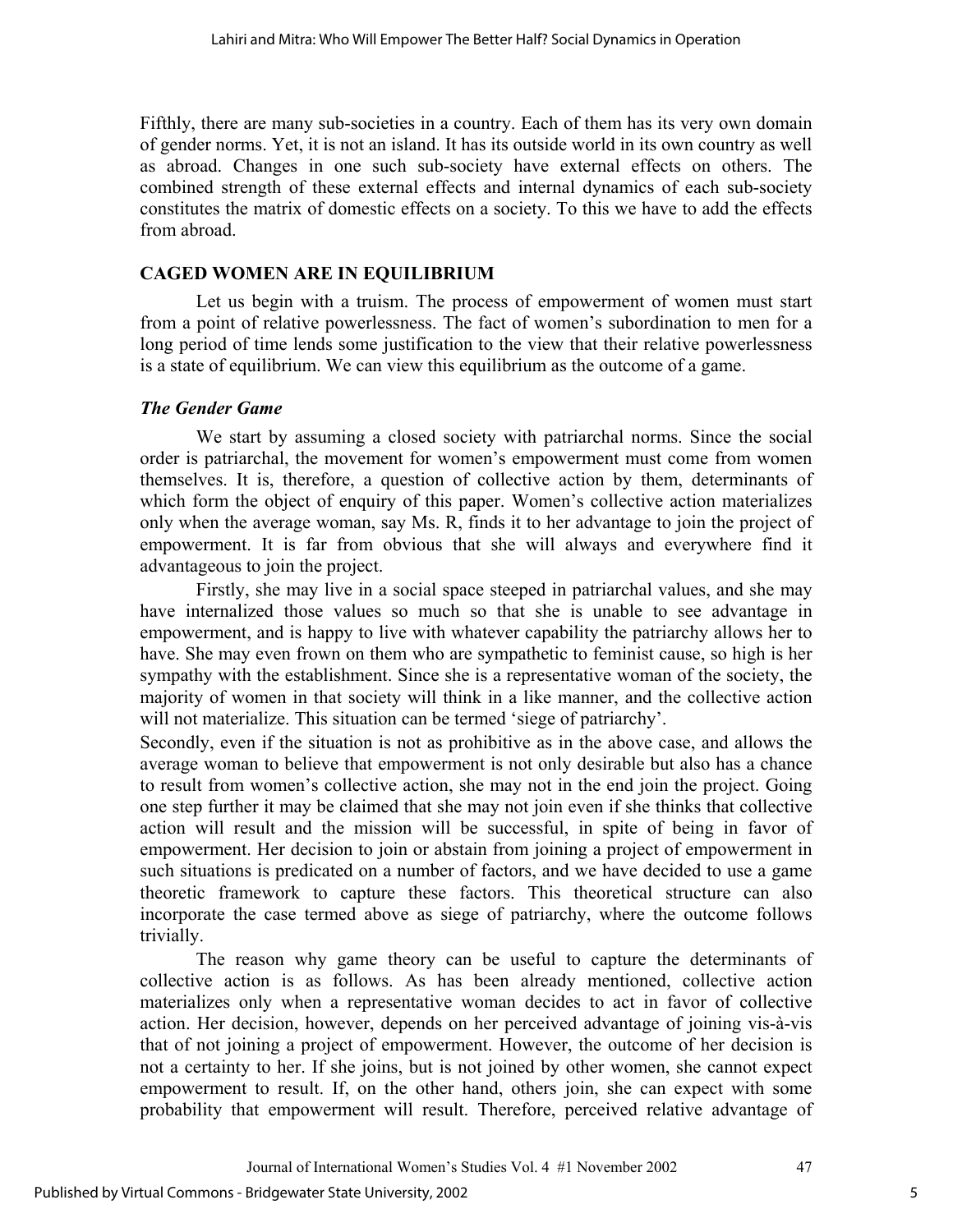Fifthly, there are many sub-societies in a country. Each of them has its very own domain of gender norms. Yet, it is not an island. It has its outside world in its own country as well as abroad. Changes in one such sub-society have external effects on others. The combined strength of these external effects and internal dynamics of each sub-society constitutes the matrix of domestic effects on a society. To this we have to add the effects from abroad.

## CAGED WOMEN ARE IN EQUILIBRIUM

Let us begin with a truism. The process of empowerment of women must start from a point of relative powerlessness. The fact of women's subordination to men for a long period of time lends some justification to the view that their relative powerlessness is a state of equilibrium. We can view this equilibrium as the outcome of a game.

### *The Gender Game*

We start by assuming a closed society with patriarchal norms. Since the social order is patriarchal, the movement for women's empowerment must come from women themselves. It is, therefore, a question of collective action by them, determinants of which form the object of enquiry of this paper. Women's collective action materializes only when the average woman, say Ms. R, finds it to her advantage to join the project of empowerment. It is far from obvious that she will always and everywhere find it advantageous to join the project.

Firstly, she may live in a social space steeped in patriarchal values, and she may have internalized those values so much so that she is unable to see advantage in empowerment, and is happy to live with whatever capability the patriarchy allows her to have. She may even frown on them who are sympathetic to feminist cause, so high is her sympathy with the establishment. Since she is a representative woman of the society, the majority of women in that society will think in a like manner, and the collective action will not materialize. This situation can be termed 'siege of patriarchy'.

Secondly, even if the situation is not as prohibitive as in the above case, and allows the average woman to believe that empowerment is not only desirable but also has a chance to result from women's collective action, she may not in the end join the project. Going one step further it may be claimed that she may not join even if she thinks that collective action will result and the mission will be successful, in spite of being in favor of empowerment. Her decision to join or abstain from joining a project of empowerment in such situations is predicated on a number of factors, and we have decided to use a game theoretic framework to capture these factors. This theoretical structure can also incorporate the case termed above as siege of patriarchy, where the outcome follows trivially.

The reason why game theory can be useful to capture the determinants of collective action is as follows. As has been already mentioned, collective action materializes only when a representative woman decides to act in favor of collective action. Her decision, however, depends on her perceived advantage of joining vis-à-vis that of not joining a project of empowerment. However, the outcome of her decision is not a certainty to her. If she joins, but is not joined by other women, she cannot expect empowerment to result. If, on the other hand, others join, she can expect with some probability that empowerment will result. Therefore, perceived relative advantage of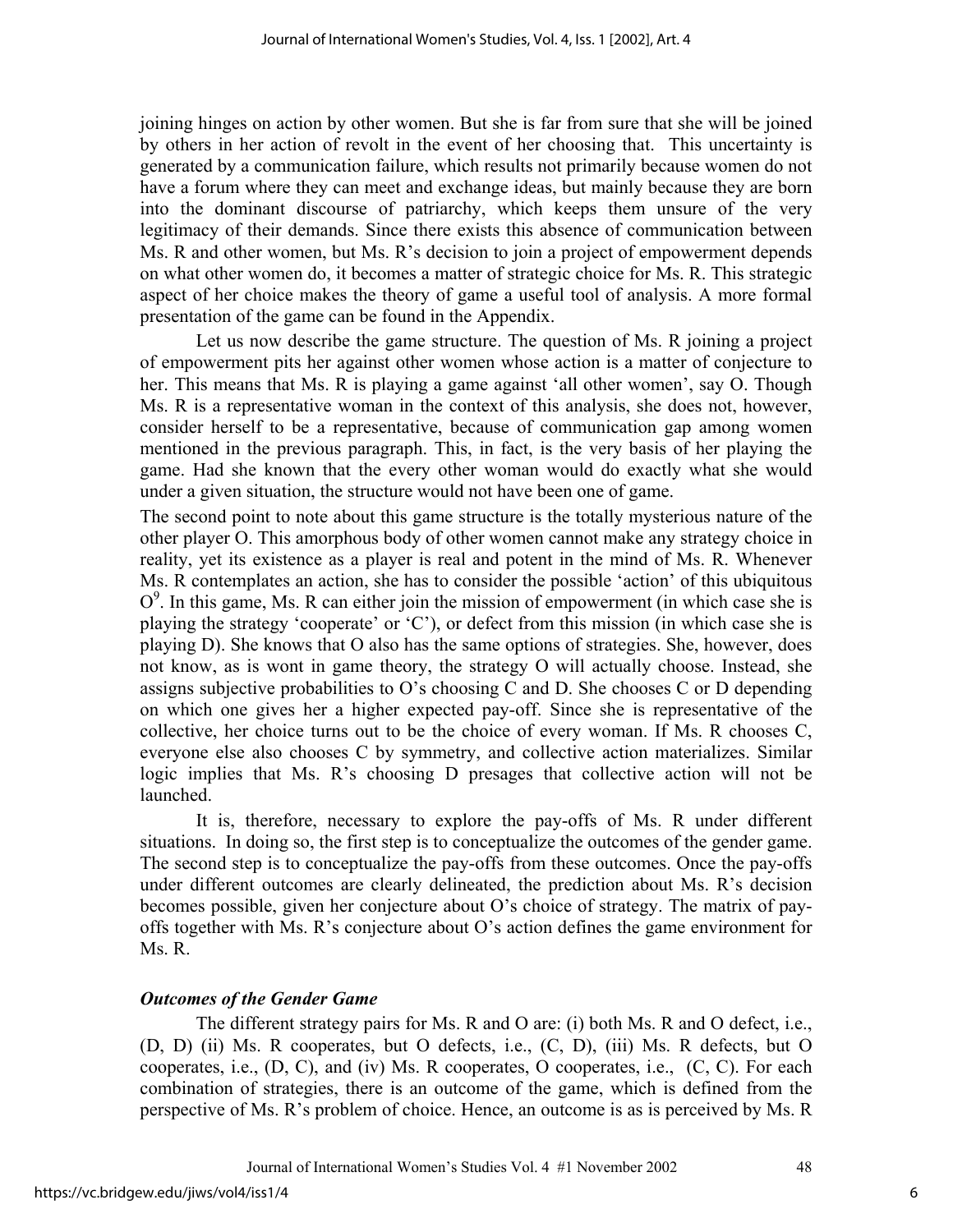joining hinges on action by other women. But she is far from sure that she will be joined by others in her action of revolt in the event of her choosing that. This uncertainty is generated by a communication failure, which results not primarily because women do not have a forum where they can meet and exchange ideas, but mainly because they are born into the dominant discourse of patriarchy, which keeps them unsure of the very legitimacy of their demands. Since there exists this absence of communication between Ms. R and other women, but Ms. R's decision to join a project of empowerment depends on what other women do, it becomes a matter of strategic choice for Ms. R. This strategic aspect of her choice makes the theory of game a useful tool of analysis. A more formal presentation of the game can be found in the Appendix.

Let us now describe the game structure. The question of Ms. R joining a project of empowerment pits her against other women whose action is a matter of conjecture to her. This means that Ms. R is playing a game against 'all other women', say O. Though Ms. R is a representative woman in the context of this analysis, she does not, however, consider herself to be a representative, because of communication gap among women mentioned in the previous paragraph. This, in fact, is the very basis of her playing the game. Had she known that the every other woman would do exactly what she would under a given situation, the structure would not have been one of game.

The second point to note about this game structure is the totally mysterious nature of the other player O. This amorphous body of other women cannot make any strategy choice in reality, yet its existence as a player is real and potent in the mind of Ms. R. Whenever Ms. R contemplates an action, she has to consider the possible 'action' of this ubiquitous O[9]. In this game, Ms. R can either join the mission of empowerment (in which case she is playing the strategy 'cooperate' or 'C'), or defect from this mission (in which case she is playing D). She knows that O also has the same options of strategies. She, however, does not know, as is wont in game theory, the strategy O will actually choose. Instead, she assigns subjective probabilities to O's choosing C and D. She chooses C or D depending on which one gives her a higher expected pay-off. Since she is representative of the collective, her choice turns out to be the choice of every woman. If Ms. R chooses C, everyone else also chooses C by symmetry, and collective action materializes. Similar logic implies that Ms. R's choosing D presages that collective action will not be launched.

It is, therefore, necessary to explore the pay-offs of Ms. R under different situations. In doing so, the first step is to conceptualize the outcomes of the gender game. The second step is to conceptualize the pay-offs from these outcomes. Once the pay-offs under different outcomes are clearly delineated, the prediction about Ms. R's decision becomes possible, given her conjecture about O's choice of strategy. The matrix of pay-offs together with Ms. R's conjecture about O's action defines the game environment for Ms. R.

### *Outcomes of the Gender Game*

The different strategy pairs for Ms. R and O are: (i) both Ms. R and O defect, i.e., (D, D) (ii) Ms. R cooperates, but O defects, i.e., (C, D), (iii) Ms. R defects, but O cooperates, i.e., (D, C), and (iv) Ms. R cooperates, O cooperates, i.e., (C, C). For each combination of strategies, there is an outcome of the game, which is defined from the perspective of Ms. R's problem of choice. Hence, an outcome is as is perceived by Ms. R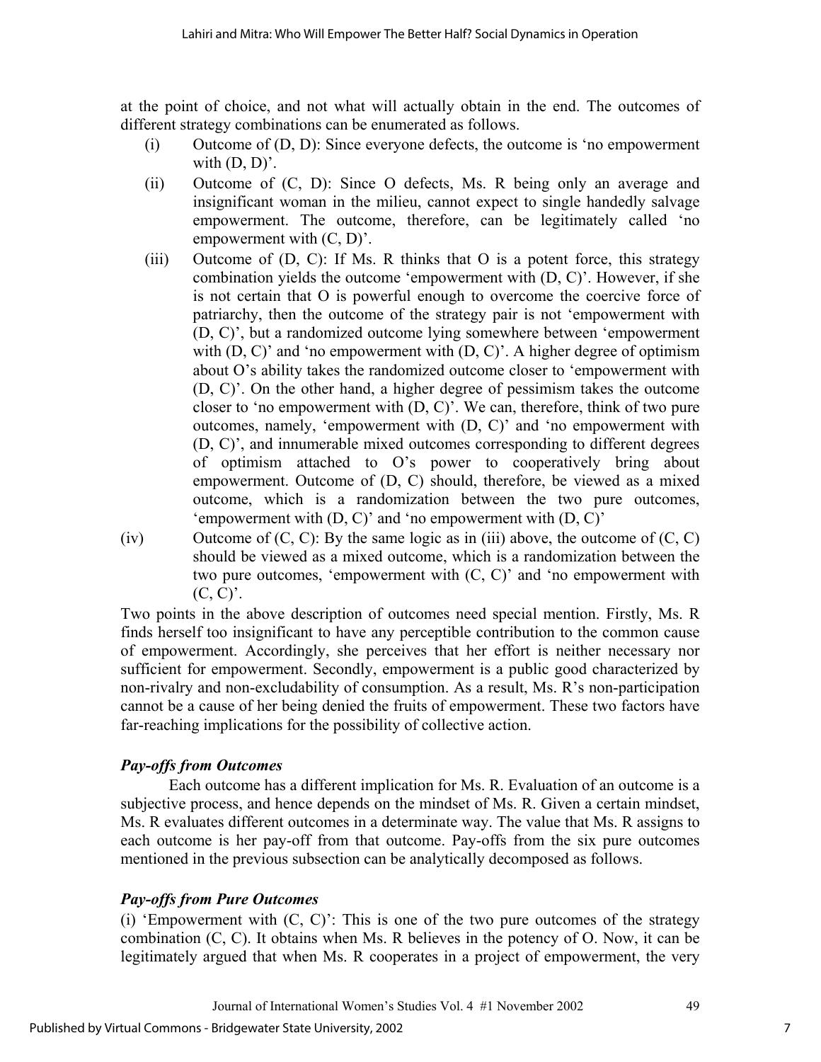at the point of choice, and not what will actually obtain in the end. The outcomes of different strategy combinations can be enumerated as follows.

(i) Outcome of (D, D): Since everyone defects, the outcome is 'no empowerment with (D, D)'.

(ii) Outcome of (C, D): Since O defects, Ms. R being only an average and insignificant woman in the milieu, cannot expect to single handedly salvage empowerment. The outcome, therefore, can be legitimately called 'no empowerment with (C, D)'.

(iii) Outcome of (D, C): If Ms. R thinks that O is a potent force, this strategy combination yields the outcome 'empowerment with (D, C)'. However, if she is not certain that O is powerful enough to overcome the coercive force of patriarchy, then the outcome of the strategy pair is not 'empowerment with (D, C)', but a randomized outcome lying somewhere between 'empowerment with (D, C)' and 'no empowerment with (D, C)'. A higher degree of optimism about O's ability takes the randomized outcome closer to 'empowerment with (D, C)'. On the other hand, a higher degree of pessimism takes the outcome closer to 'no empowerment with (D, C)'. We can, therefore, think of two pure outcomes, namely, 'empowerment with (D, C)' and 'no empowerment with (D, C)', and innumerable mixed outcomes corresponding to different degrees of optimism attached to O's power to cooperatively bring about empowerment. Outcome of (D, C) should, therefore, be viewed as a mixed outcome, which is a randomization between the two pure outcomes, 'empowerment with (D, C)' and 'no empowerment with (D, C)'

(iv) Outcome of (C, C): By the same logic as in (iii) above, the outcome of (C, C) should be viewed as a mixed outcome, which is a randomization between the two pure outcomes, 'empowerment with (C, C)' and 'no empowerment with (C, C)'.

Two points in the above description of outcomes need special mention. Firstly, Ms. R finds herself too insignificant to have any perceptible contribution to the common cause of empowerment. Accordingly, she perceives that her effort is neither necessary nor sufficient for empowerment. Secondly, empowerment is a public good characterized by non-rivalry and non-excludability of consumption. As a result, Ms. R's non-participation cannot be a cause of her being denied the fruits of empowerment. These two factors have far-reaching implications for the possibility of collective action.

### *Pay-offs from Outcomes*

Each outcome has a different implication for Ms. R. Evaluation of an outcome is a subjective process, and hence depends on the mindset of Ms. R. Given a certain mindset, Ms. R evaluates different outcomes in a determinate way. The value that Ms. R assigns to each outcome is her pay-off from that outcome. Pay-offs from the six pure outcomes mentioned in the previous subsection can be analytically decomposed as follows.

### *Pay-offs from Pure Outcomes*

(i) 'Empowerment with (C, C)': This is one of the two pure outcomes of the strategy combination (C, C). It obtains when Ms. R believes in the potency of O. Now, it can be legitimately argued that when Ms. R cooperates in a project of empowerment, the very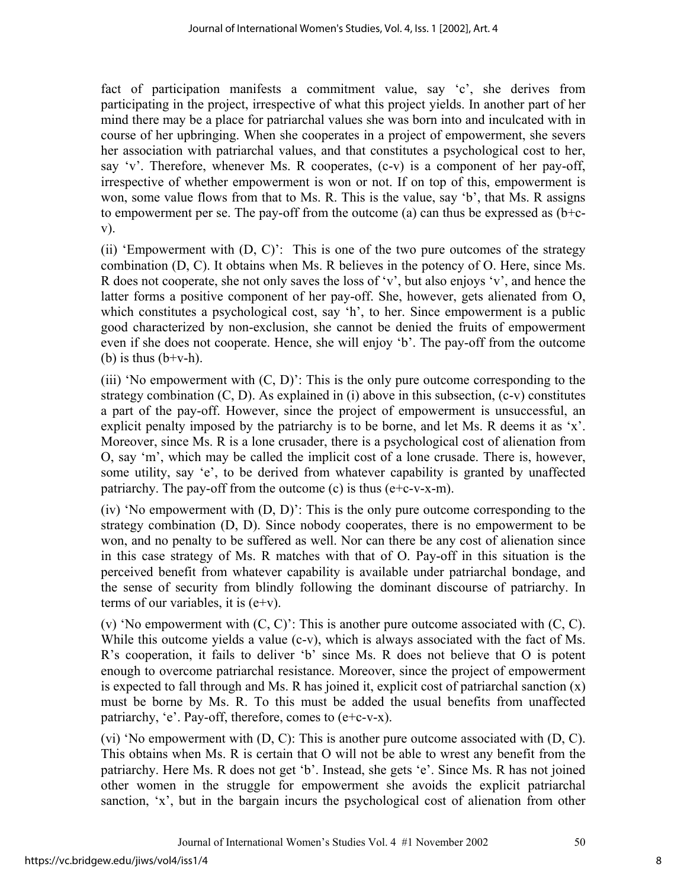fact of participation manifests a commitment value, say 'c', she derives from participating in the project, irrespective of what this project yields. In another part of her mind there may be a place for patriarchal values she was born into and inculcated with in course of her upbringing. When she cooperates in a project of empowerment, she severs her association with patriarchal values, and that constitutes a psychological cost to her, say 'v'. Therefore, whenever Ms. R cooperates, (c-v) is a component of her pay-off, irrespective of whether empowerment is won or not. If on top of this, empowerment is won, some value flows from that to Ms. R. This is the value, say 'b', that Ms. R assigns to empowerment per se. The pay-off from the outcome (a) can thus be expressed as (b+c-v).

(ii) 'Empowerment with (D, C)': This is one of the two pure outcomes of the strategy combination (D, C). It obtains when Ms. R believes in the potency of O. Here, since Ms. R does not cooperate, she not only saves the loss of 'v', but also enjoys 'v', and hence the latter forms a positive component of her pay-off. She, however, gets alienated from O, which constitutes a psychological cost, say 'h', to her. Since empowerment is a public good characterized by non-exclusion, she cannot be denied the fruits of empowerment even if she does not cooperate. Hence, she will enjoy 'b'. The pay-off from the outcome (b) is thus (b+v-h).

(iii) 'No empowerment with (C, D)': This is the only pure outcome corresponding to the strategy combination (C, D). As explained in (i) above in this subsection, (c-v) constitutes a part of the pay-off. However, since the project of empowerment is unsuccessful, an explicit penalty imposed by the patriarchy is to be borne, and let Ms. R deems it as 'x'. Moreover, since Ms. R is a lone crusader, there is a psychological cost of alienation from O, say 'm', which may be called the implicit cost of a lone crusade. There is, however, some utility, say 'e', to be derived from whatever capability is granted by unaffected patriarchy. The pay-off from the outcome (c) is thus (e+c-v-x-m).

(iv) 'No empowerment with (D, D)': This is the only pure outcome corresponding to the strategy combination (D, D). Since nobody cooperates, there is no empowerment to be won, and no penalty to be suffered as well. Nor can there be any cost of alienation since in this case strategy of Ms. R matches with that of O. Pay-off in this situation is the perceived benefit from whatever capability is available under patriarchal bondage, and the sense of security from blindly following the dominant discourse of patriarchy. In terms of our variables, it is (e+v).

(v) 'No empowerment with (C, C)': This is another pure outcome associated with (C, C). While this outcome yields a value (c-v), which is always associated with the fact of Ms. R's cooperation, it fails to deliver 'b' since Ms. R does not believe that O is potent enough to overcome patriarchal resistance. Moreover, since the project of empowerment is expected to fall through and Ms. R has joined it, explicit cost of patriarchal sanction (x) must be borne by Ms. R. To this must be added the usual benefits from unaffected patriarchy, 'e'. Pay-off, therefore, comes to (e+c-v-x).

(vi) 'No empowerment with (D, C): This is another pure outcome associated with (D, C). This obtains when Ms. R is certain that O will not be able to wrest any benefit from the patriarchy. Here Ms. R does not get 'b'. Instead, she gets 'e'. Since Ms. R has not joined other women in the struggle for empowerment she avoids the explicit patriarchal sanction, 'x', but in the bargain incurs the psychological cost of alienation from other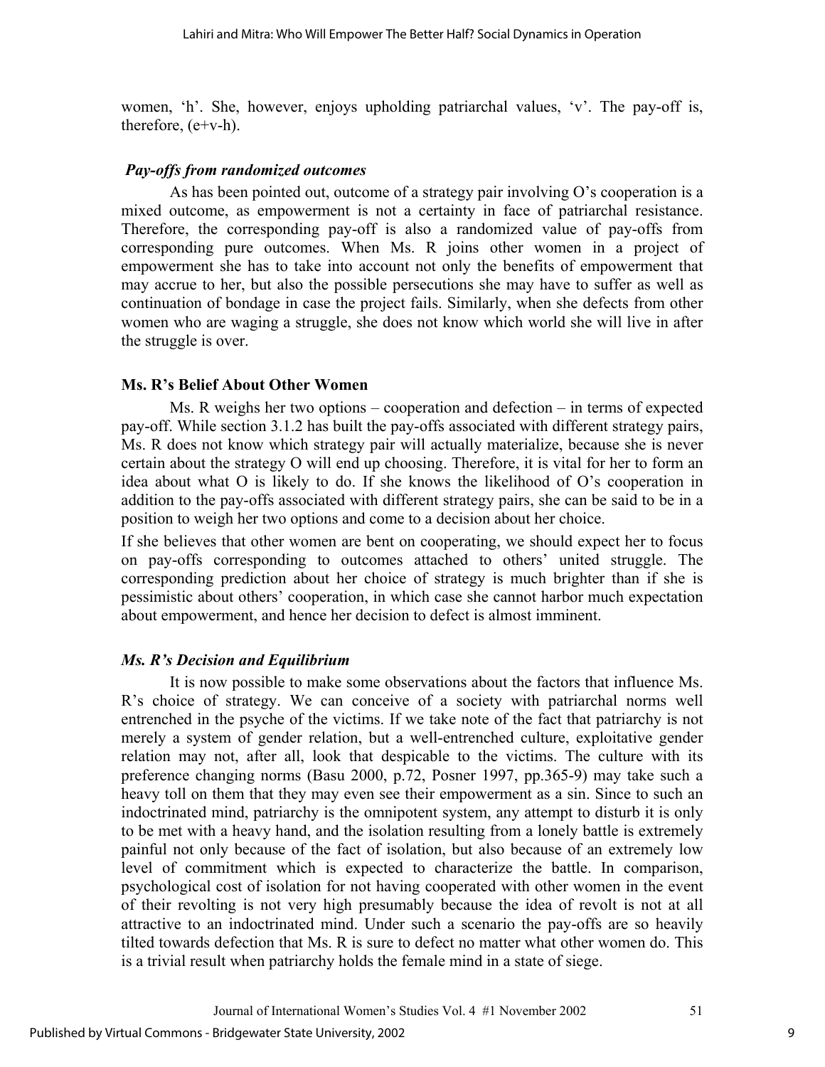women, 'h'. She, however, enjoys upholding patriarchal values, 'v'. The pay-off is, therefore, (e+v-h).

### *Pay-offs from randomized outcomes*

As has been pointed out, outcome of a strategy pair involving O's cooperation is a mixed outcome, as empowerment is not a certainty in face of patriarchal resistance. Therefore, the corresponding pay-off is also a randomized value of pay-offs from corresponding pure outcomes. When Ms. R joins other women in a project of empowerment she has to take into account not only the benefits of empowerment that may accrue to her, but also the possible persecutions she may have to suffer as well as continuation of bondage in case the project fails. Similarly, when she defects from other women who are waging a struggle, she does not know which world she will live in after the struggle is over.

### **Ms. R's Belief About Other Women**

Ms. R weighs her two options – cooperation and defection – in terms of expected pay-off. While section 3.1.2 has built the pay-offs associated with different strategy pairs, Ms. R does not know which strategy pair will actually materialize, because she is never certain about the strategy O will end up choosing. Therefore, it is vital for her to form an idea about what O is likely to do. If she knows the likelihood of O's cooperation in addition to the pay-offs associated with different strategy pairs, she can be said to be in a position to weigh her two options and come to a decision about her choice.

If she believes that other women are bent on cooperating, we should expect her to focus on pay-offs corresponding to outcomes attached to others' united struggle. The corresponding prediction about her choice of strategy is much brighter than if she is pessimistic about others' cooperation, in which case she cannot harbor much expectation about empowerment, and hence her decision to defect is almost imminent.

### *Ms. R's Decision and Equilibrium*

It is now possible to make some observations about the factors that influence Ms. R's choice of strategy. We can conceive of a society with patriarchal norms well entrenched in the psyche of the victims. If we take note of the fact that patriarchy is not merely a system of gender relation, but a well-entrenched culture, exploitative gender relation may not, after all, look that despicable to the victims. The culture with its preference changing norms (Basu 2000, p.72, Posner 1997, pp.365-9) may take such a heavy toll on them that they may even see their empowerment as a sin. Since to such an indoctrinated mind, patriarchy is the omnipotent system, any attempt to disturb it is only to be met with a heavy hand, and the isolation resulting from a lonely battle is extremely painful not only because of the fact of isolation, but also because of an extremely low level of commitment which is expected to characterize the battle. In comparison, psychological cost of isolation for not having cooperated with other women in the event of their revolting is not very high presumably because the idea of revolt is not at all attractive to an indoctrinated mind. Under such a scenario the pay-offs are so heavily tilted towards defection that Ms. R is sure to defect no matter what other women do. This is a trivial result when patriarchy holds the female mind in a state of siege.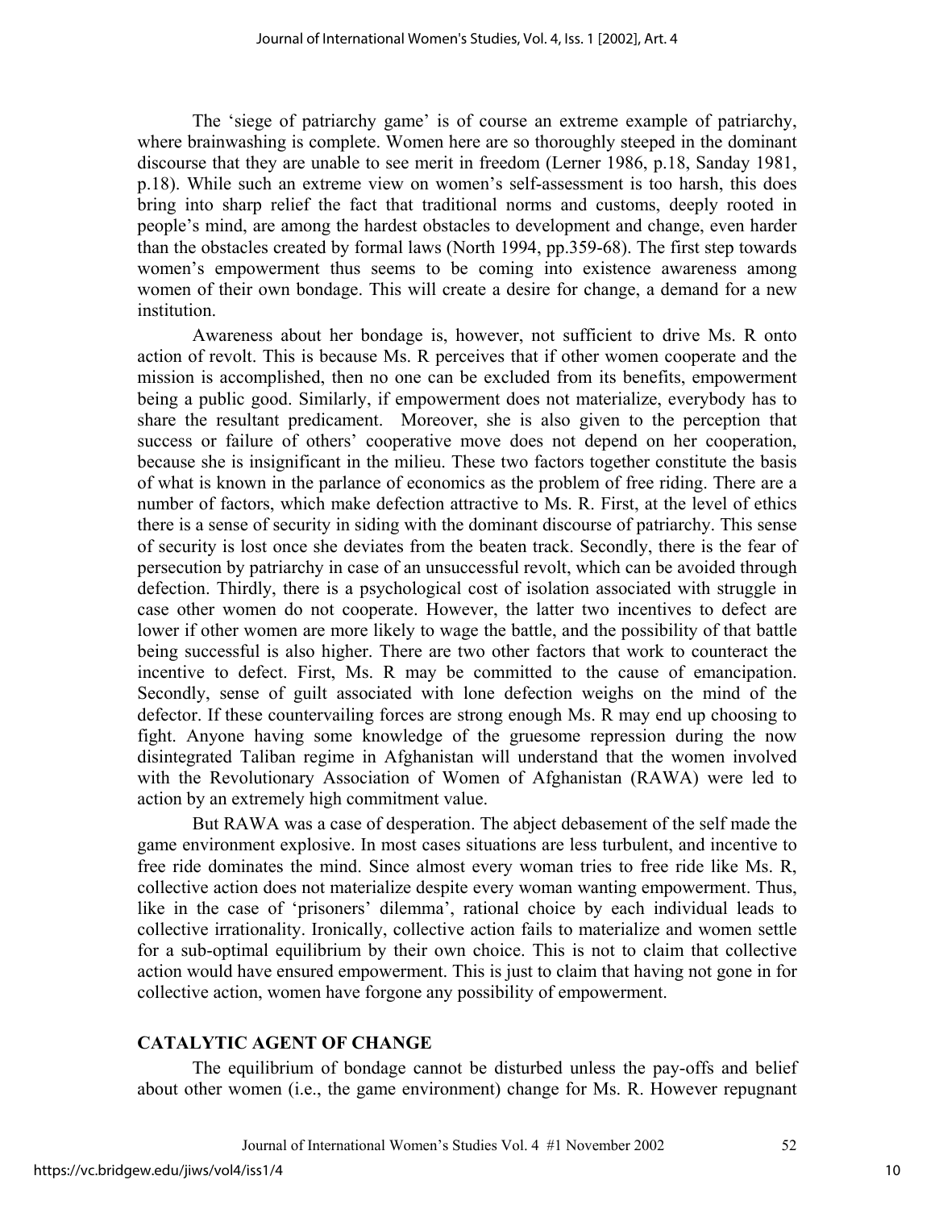The 'siege of patriarchy game' is of course an extreme example of patriarchy, where brainwashing is complete. Women here are so thoroughly steeped in the dominant discourse that they are unable to see merit in freedom (Lerner 1986, p.18, Sanday 1981, p.18). While such an extreme view on women's self-assessment is too harsh, this does bring into sharp relief the fact that traditional norms and customs, deeply rooted in people's mind, are among the hardest obstacles to development and change, even harder than the obstacles created by formal laws (North 1994, pp.359-68). The first step towards women's empowerment thus seems to be coming into existence awareness among women of their own bondage. This will create a desire for change, a demand for a new institution.

Awareness about her bondage is, however, not sufficient to drive Ms. R onto action of revolt. This is because Ms. R perceives that if other women cooperate and the mission is accomplished, then no one can be excluded from its benefits, empowerment being a public good. Similarly, if empowerment does not materialize, everybody has to share the resultant predicament. Moreover, she is also given to the perception that success or failure of others' cooperative move does not depend on her cooperation, because she is insignificant in the milieu. These two factors together constitute the basis of what is known in the parlance of economics as the problem of free riding. There are a number of factors, which make defection attractive to Ms. R. First, at the level of ethics there is a sense of security in siding with the dominant discourse of patriarchy. This sense of security is lost once she deviates from the beaten track. Secondly, there is the fear of persecution by patriarchy in case of an unsuccessful revolt, which can be avoided through defection. Thirdly, there is a psychological cost of isolation associated with struggle in case other women do not cooperate. However, the latter two incentives to defect are lower if other women are more likely to wage the battle, and the possibility of that battle being successful is also higher. There are two other factors that work to counteract the incentive to defect. First, Ms. R may be committed to the cause of emancipation. Secondly, sense of guilt associated with lone defection weighs on the mind of the defector. If these countervailing forces are strong enough Ms. R may end up choosing to fight. Anyone having some knowledge of the gruesome repression during the now disintegrated Taliban regime in Afghanistan will understand that the women involved with the Revolutionary Association of Women of Afghanistan (RAWA) were led to action by an extremely high commitment value.

But RAWA was a case of desperation. The abject debasement of the self made the game environment explosive. In most cases situations are less turbulent, and incentive to free ride dominates the mind. Since almost every woman tries to free ride like Ms. R, collective action does not materialize despite every woman wanting empowerment. Thus, like in the case of 'prisoners' dilemma', rational choice by each individual leads to collective irrationality. Ironically, collective action fails to materialize and women settle for a sub-optimal equilibrium by their own choice. This is not to claim that collective action would have ensured empowerment. This is just to claim that having not gone in for collective action, women have forgone any possibility of empowerment.

## CATALYTIC AGENT OF CHANGE

The equilibrium of bondage cannot be disturbed unless the pay-offs and belief about other women (i.e., the game environment) change for Ms. R. However repugnant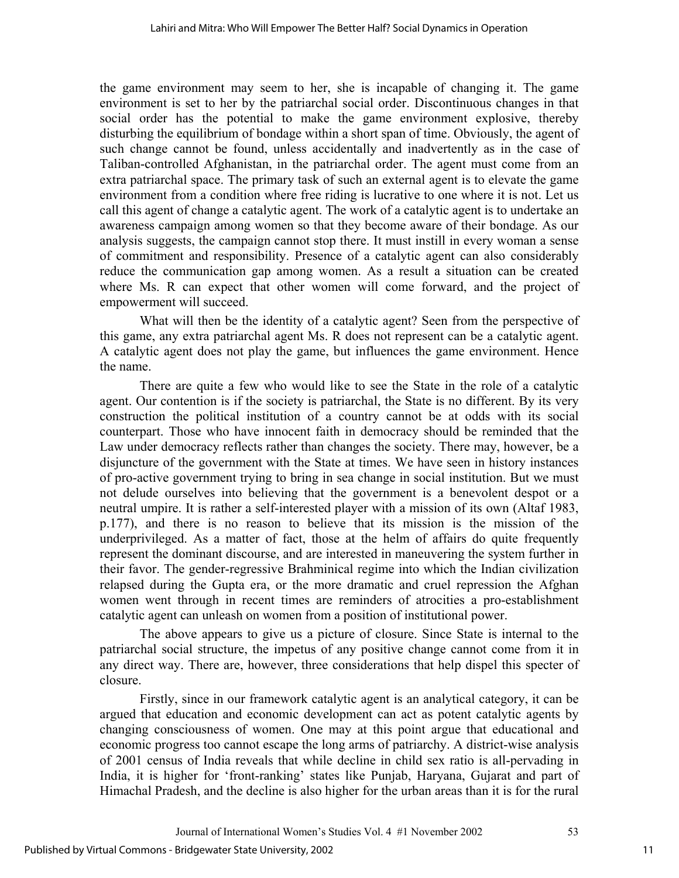the game environment may seem to her, she is incapable of changing it. The game environment is set to her by the patriarchal social order. Discontinuous changes in that social order has the potential to make the game environment explosive, thereby disturbing the equilibrium of bondage within a short span of time. Obviously, the agent of such change cannot be found, unless accidentally and inadvertently as in the case of Taliban-controlled Afghanistan, in the patriarchal order. The agent must come from an extra patriarchal space. The primary task of such an external agent is to elevate the game environment from a condition where free riding is lucrative to one where it is not. Let us call this agent of change a catalytic agent. The work of a catalytic agent is to undertake an awareness campaign among women so that they become aware of their bondage. As our analysis suggests, the campaign cannot stop there. It must instill in every woman a sense of commitment and responsibility. Presence of a catalytic agent can also considerably reduce the communication gap among women. As a result a situation can be created where Ms. R can expect that other women will come forward, and the project of empowerment will succeed.

What will then be the identity of a catalytic agent? Seen from the perspective of this game, any extra patriarchal agent Ms. R does not represent can be a catalytic agent. A catalytic agent does not play the game, but influences the game environment. Hence the name.

There are quite a few who would like to see the State in the role of a catalytic agent. Our contention is if the society is patriarchal, the State is no different. By its very construction the political institution of a country cannot be at odds with its social counterpart. Those who have innocent faith in democracy should be reminded that the Law under democracy reflects rather than changes the society. There may, however, be a disjuncture of the government with the State at times. We have seen in history instances of pro-active government trying to bring in sea change in social institution. But we must not delude ourselves into believing that the government is a benevolent despot or a neutral umpire. It is rather a self-interested player with a mission of its own (Altaf 1983, p.177), and there is no reason to believe that its mission is the mission of the underprivileged. As a matter of fact, those at the helm of affairs do quite frequently represent the dominant discourse, and are interested in maneuvering the system further in their favor. The gender-regressive Brahminical regime into which the Indian civilization relapsed during the Gupta era, or the more dramatic and cruel repression the Afghan women went through in recent times are reminders of atrocities a pro-establishment catalytic agent can unleash on women from a position of institutional power.

The above appears to give us a picture of closure. Since State is internal to the patriarchal social structure, the impetus of any positive change cannot come from it in any direct way. There are, however, three considerations that help dispel this specter of closure.

Firstly, since in our framework catalytic agent is an analytical category, it can be argued that education and economic development can act as potent catalytic agents by changing consciousness of women. One may at this point argue that educational and economic progress too cannot escape the long arms of patriarchy. A district-wise analysis of 2001 census of India reveals that while decline in child sex ratio is all-pervading in India, it is higher for 'front-ranking' states like Punjab, Haryana, Gujarat and part of Himachal Pradesh, and the decline is also higher for the urban areas than it is for the rural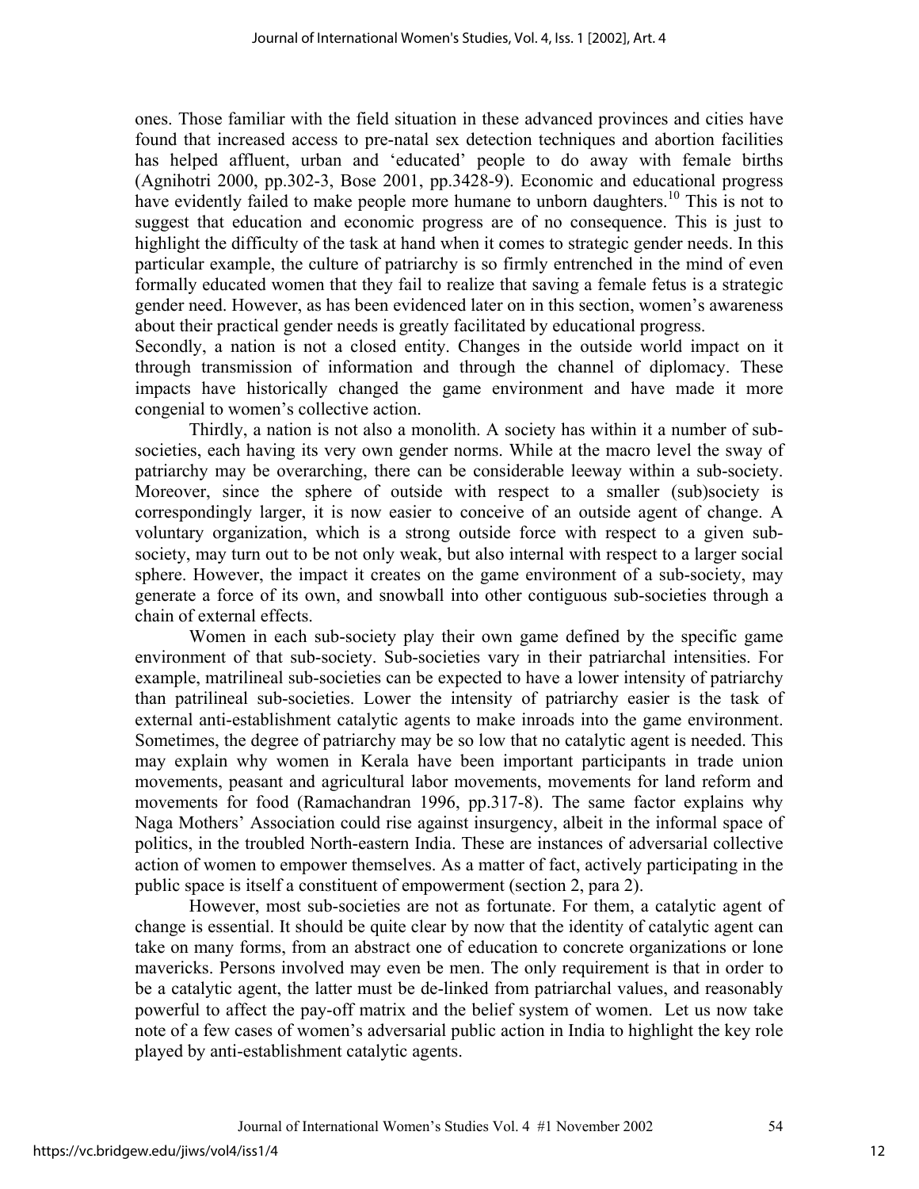ones. Those familiar with the field situation in these advanced provinces and cities have found that increased access to pre-natal sex detection techniques and abortion facilities has helped affluent, urban and 'educated' people to do away with female births (Agnihotri 2000, pp.302-3, Bose 2001, pp.3428-9). Economic and educational progress have evidently failed to make people more humane to unborn daughters.[10] This is not to suggest that education and economic progress are of no consequence. This is just to highlight the difficulty of the task at hand when it comes to strategic gender needs. In this particular example, the culture of patriarchy is so firmly entrenched in the mind of even formally educated women that they fail to realize that saving a female fetus is a strategic gender need. However, as has been evidenced later on in this section, women's awareness about their practical gender needs is greatly facilitated by educational progress.

Secondly, a nation is not a closed entity. Changes in the outside world impact on it through transmission of information and through the channel of diplomacy. These impacts have historically changed the game environment and have made it more congenial to women's collective action.

Thirdly, a nation is not also a monolith. A society has within it a number of sub-societies, each having its very own gender norms. While at the macro level the sway of patriarchy may be overarching, there can be considerable leeway within a sub-society. Moreover, since the sphere of outside with respect to a smaller (sub)society is correspondingly larger, it is now easier to conceive of an outside agent of change. A voluntary organization, which is a strong outside force with respect to a given sub-society, may turn out to be not only weak, but also internal with respect to a larger social sphere. However, the impact it creates on the game environment of a sub-society, may generate a force of its own, and snowball into other contiguous sub-societies through a chain of external effects.

Women in each sub-society play their own game defined by the specific game environment of that sub-society. Sub-societies vary in their patriarchal intensities. For example, matrilineal sub-societies can be expected to have a lower intensity of patriarchy than patrilineal sub-societies. Lower the intensity of patriarchy easier is the task of external anti-establishment catalytic agents to make inroads into the game environment. Sometimes, the degree of patriarchy may be so low that no catalytic agent is needed. This may explain why women in Kerala have been important participants in trade union movements, peasant and agricultural labor movements, movements for land reform and movements for food (Ramachandran 1996, pp.317-8). The same factor explains why Naga Mothers' Association could rise against insurgency, albeit in the informal space of politics, in the troubled North-eastern India. These are instances of adversarial collective action of women to empower themselves. As a matter of fact, actively participating in the public space is itself a constituent of empowerment (section 2, para 2).

However, most sub-societies are not as fortunate. For them, a catalytic agent of change is essential. It should be quite clear by now that the identity of catalytic agent can take on many forms, from an abstract one of education to concrete organizations or lone mavericks. Persons involved may even be men. The only requirement is that in order to be a catalytic agent, the latter must be de-linked from patriarchal values, and reasonably powerful to affect the pay-off matrix and the belief system of women. Let us now take note of a few cases of women's adversarial public action in India to highlight the key role played by anti-establishment catalytic agents.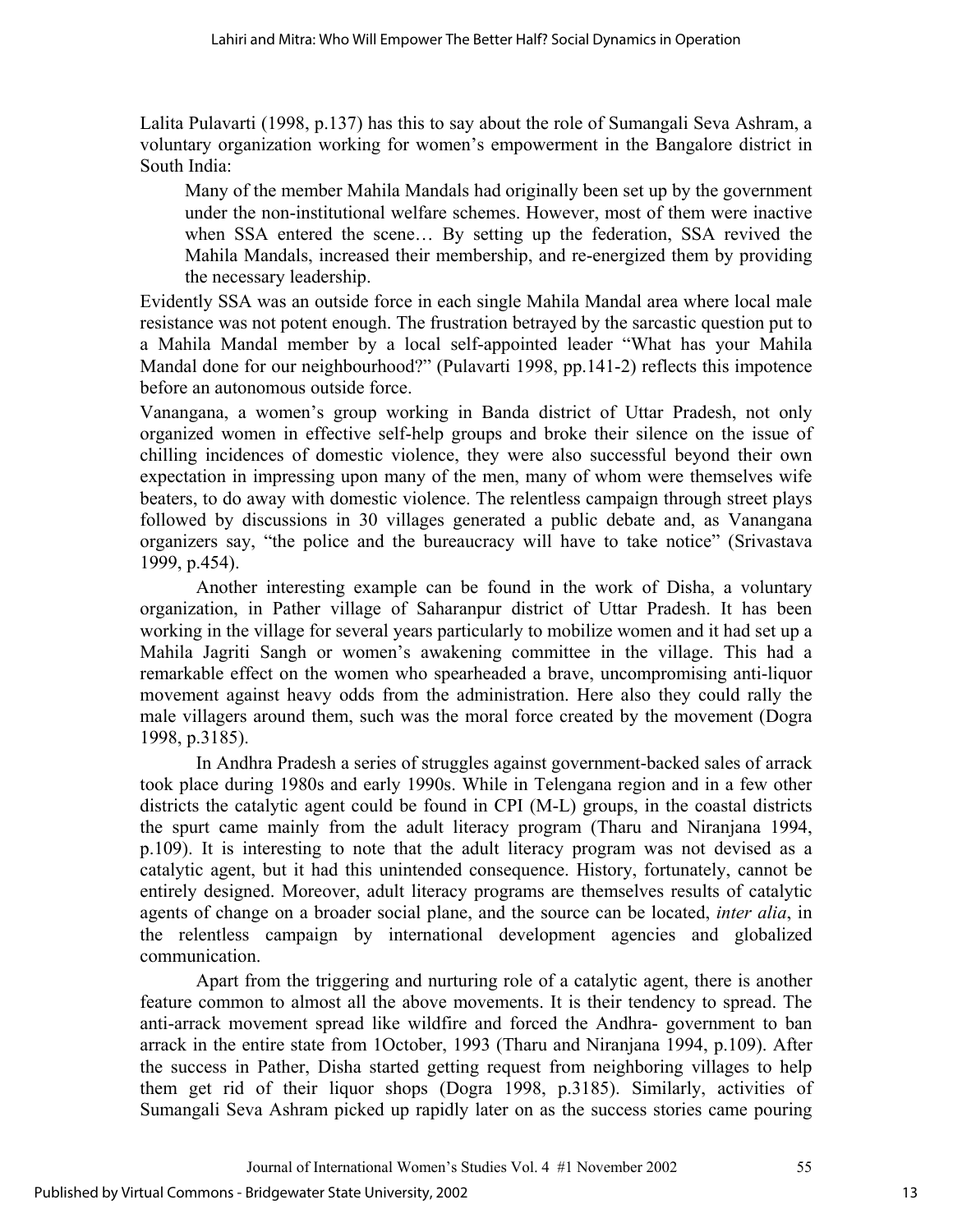Lalita Pulavarti (1998, p.137) has this to say about the role of Sumangali Seva Ashram, a voluntary organization working for women's empowerment in the Bangalore district in South India:

> Many of the member Mahila Mandals had originally been set up by the government under the non-institutional welfare schemes. However, most of them were inactive when SSA entered the scene… By setting up the federation, SSA revived the Mahila Mandals, increased their membership, and re-energized them by providing the necessary leadership.

Evidently SSA was an outside force in each single Mahila Mandal area where local male resistance was not potent enough. The frustration betrayed by the sarcastic question put to a Mahila Mandal member by a local self-appointed leader "What has your Mahila Mandal done for our neighbourhood?" (Pulavarti 1998, pp.141-2) reflects this impotence before an autonomous outside force.

Vanangana, a women's group working in Banda district of Uttar Pradesh, not only organized women in effective self-help groups and broke their silence on the issue of chilling incidences of domestic violence, they were also successful beyond their own expectation in impressing upon many of the men, many of whom were themselves wife beaters, to do away with domestic violence. The relentless campaign through street plays followed by discussions in 30 villages generated a public debate and, as Vanangana organizers say, "the police and the bureaucracy will have to take notice" (Srivastava 1999, p.454).

Another interesting example can be found in the work of Disha, a voluntary organization, in Pather village of Saharanpur district of Uttar Pradesh. It has been working in the village for several years particularly to mobilize women and it had set up a Mahila Jagriti Sangh or women's awakening committee in the village. This had a remarkable effect on the women who spearheaded a brave, uncompromising anti-liquor movement against heavy odds from the administration. Here also they could rally the male villagers around them, such was the moral force created by the movement (Dogra 1998, p.3185).

In Andhra Pradesh a series of struggles against government-backed sales of arrack took place during 1980s and early 1990s. While in Telengana region and in a few other districts the catalytic agent could be found in CPI (M-L) groups, in the coastal districts the spurt came mainly from the adult literacy program (Tharu and Niranjana 1994, p.109). It is interesting to note that the adult literacy program was not devised as a catalytic agent, but it had this unintended consequence. History, fortunately, cannot be entirely designed. Moreover, adult literacy programs are themselves results of catalytic agents of change on a broader social plane, and the source can be located, *inter alia*, in the relentless campaign by international development agencies and globalized communication.

Apart from the triggering and nurturing role of a catalytic agent, there is another feature common to almost all the above movements. It is their tendency to spread. The anti-arrack movement spread like wildfire and forced the Andhra- government to ban arrack in the entire state from 1October, 1993 (Tharu and Niranjana 1994, p.109). After the success in Pather, Disha started getting request from neighboring villages to help them get rid of their liquor shops (Dogra 1998, p.3185). Similarly, activities of Sumangali Seva Ashram picked up rapidly later on as the success stories came pouring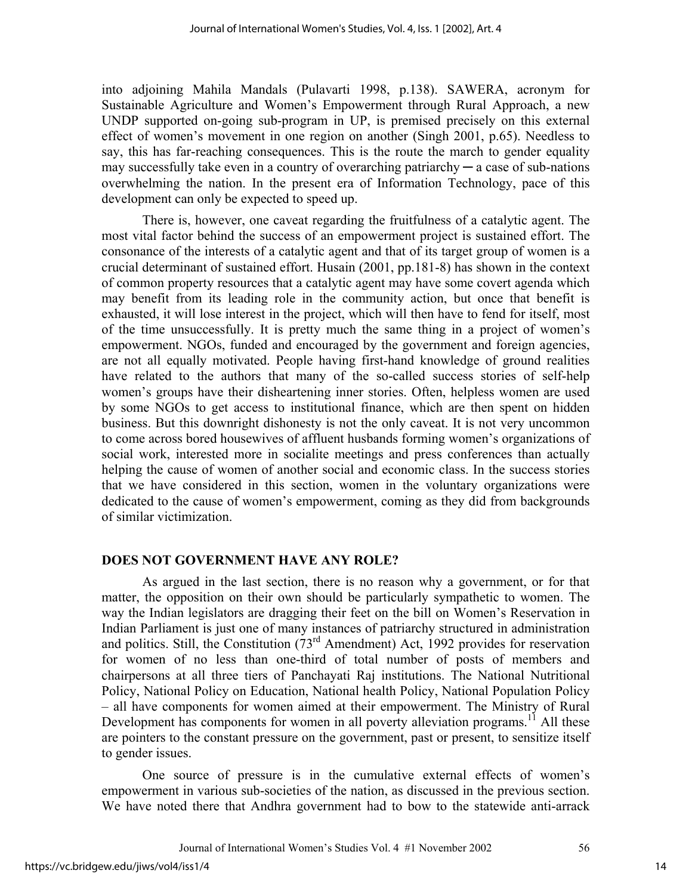into adjoining Mahila Mandals (Pulavarti 1998, p.138). SAWERA, acronym for Sustainable Agriculture and Women's Empowerment through Rural Approach, a new UNDP supported on-going sub-program in UP, is premised precisely on this external effect of women's movement in one region on another (Singh 2001, p.65). Needless to say, this has far-reaching consequences. This is the route the march to gender equality may successfully take even in a country of overarching patriarchy ─ a case of sub-nations overwhelming the nation. In the present era of Information Technology, pace of this development can only be expected to speed up.

There is, however, one caveat regarding the fruitfulness of a catalytic agent. The most vital factor behind the success of an empowerment project is sustained effort. The consonance of the interests of a catalytic agent and that of its target group of women is a crucial determinant of sustained effort. Husain (2001, pp.181-8) has shown in the context of common property resources that a catalytic agent may have some covert agenda which may benefit from its leading role in the community action, but once that benefit is exhausted, it will lose interest in the project, which will then have to fend for itself, most of the time unsuccessfully. It is pretty much the same thing in a project of women's empowerment. NGOs, funded and encouraged by the government and foreign agencies, are not all equally motivated. People having first-hand knowledge of ground realities have related to the authors that many of the so-called success stories of self-help women's groups have their disheartening inner stories. Often, helpless women are used by some NGOs to get access to institutional finance, which are then spent on hidden business. But this downright dishonesty is not the only caveat. It is not very uncommon to come across bored housewives of affluent husbands forming women's organizations of social work, interested more in socialite meetings and press conferences than actually helping the cause of women of another social and economic class. In the success stories that we have considered in this section, women in the voluntary organizations were dedicated to the cause of women's empowerment, coming as they did from backgrounds of similar victimization.

## DOES NOT GOVERNMENT HAVE ANY ROLE?

As argued in the last section, there is no reason why a government, or for that matter, the opposition on their own should be particularly sympathetic to women. The way the Indian legislators are dragging their feet on the bill on Women's Reservation in Indian Parliament is just one of many instances of patriarchy structured in administration and politics. Still, the Constitution (73rd Amendment) Act, 1992 provides for reservation for women of no less than one-third of total number of posts of members and chairpersons at all three tiers of Panchayati Raj institutions. The National Nutritional Policy, National Policy on Education, National health Policy, National Population Policy – all have components for women aimed at their empowerment. The Ministry of Rural Development has components for women in all poverty alleviation programs.[11] All these are pointers to the constant pressure on the government, past or present, to sensitize itself to gender issues.

One source of pressure is in the cumulative external effects of women's empowerment in various sub-societies of the nation, as discussed in the previous section. We have noted there that Andhra government had to bow to the statewide anti-arrack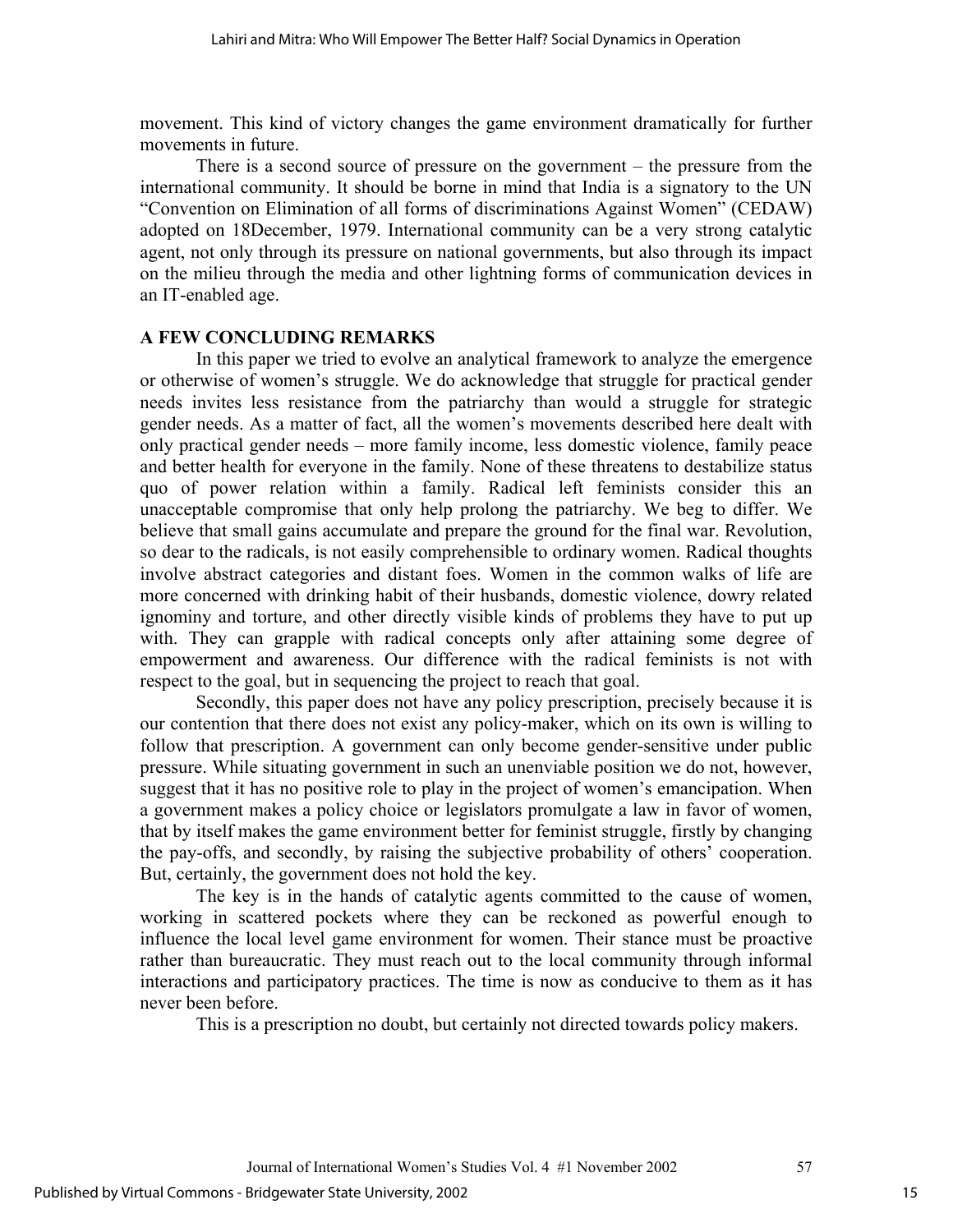movement. This kind of victory changes the game environment dramatically for further movements in future.

There is a second source of pressure on the government – the pressure from the international community. It should be borne in mind that India is a signatory to the UN "Convention on Elimination of all forms of discriminations Against Women" (CEDAW) adopted on 18December, 1979. International community can be a very strong catalytic agent, not only through its pressure on national governments, but also through its impact on the milieu through the media and other lightning forms of communication devices in an IT-enabled age.

## A FEW CONCLUDING REMARKS

In this paper we tried to evolve an analytical framework to analyze the emergence or otherwise of women's struggle. We do acknowledge that struggle for practical gender needs invites less resistance from the patriarchy than would a struggle for strategic gender needs. As a matter of fact, all the women's movements described here dealt with only practical gender needs – more family income, less domestic violence, family peace and better health for everyone in the family. None of these threatens to destabilize status quo of power relation within a family. Radical left feminists consider this an unacceptable compromise that only help prolong the patriarchy. We beg to differ. We believe that small gains accumulate and prepare the ground for the final war. Revolution, so dear to the radicals, is not easily comprehensible to ordinary women. Radical thoughts involve abstract categories and distant foes. Women in the common walks of life are more concerned with drinking habit of their husbands, domestic violence, dowry related ignominy and torture, and other directly visible kinds of problems they have to put up with. They can grapple with radical concepts only after attaining some degree of empowerment and awareness. Our difference with the radical feminists is not with respect to the goal, but in sequencing the project to reach that goal.

Secondly, this paper does not have any policy prescription, precisely because it is our contention that there does not exist any policy-maker, which on its own is willing to follow that prescription. A government can only become gender-sensitive under public pressure. While situating government in such an unenviable position we do not, however, suggest that it has no positive role to play in the project of women's emancipation. When a government makes a policy choice or legislators promulgate a law in favor of women, that by itself makes the game environment better for feminist struggle, firstly by changing the pay-offs, and secondly, by raising the subjective probability of others' cooperation. But, certainly, the government does not hold the key.

The key is in the hands of catalytic agents committed to the cause of women, working in scattered pockets where they can be reckoned as powerful enough to influence the local level game environment for women. Their stance must be proactive rather than bureaucratic. They must reach out to the local community through informal interactions and participatory practices. The time is now as conducive to them as it has never been before.

This is a prescription no doubt, but certainly not directed towards policy makers.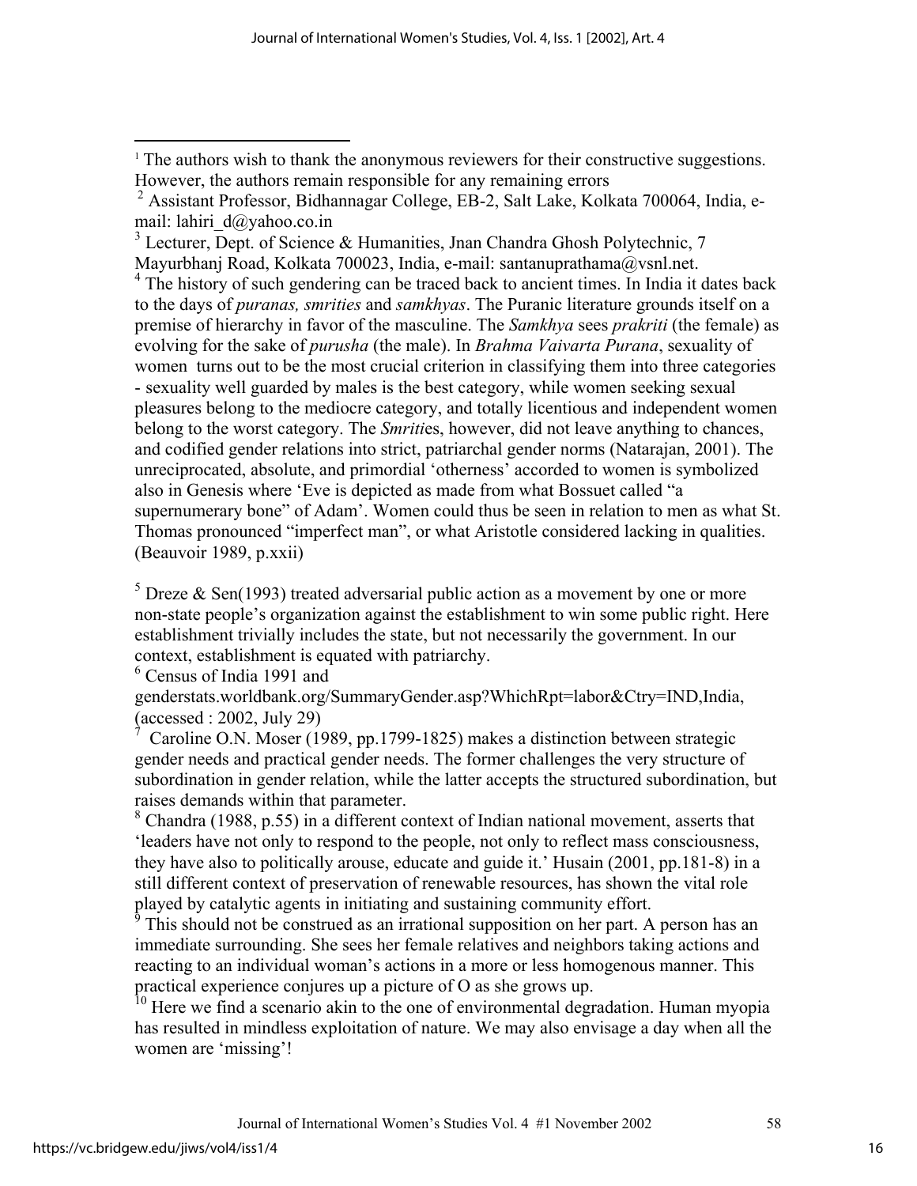[1] The authors wish to thank the anonymous reviewers for their constructive suggestions. However, the authors remain responsible for any remaining errors

[2] Assistant Professor, Bidhannagar College, EB-2, Salt Lake, Kolkata 700064, India, e-mail: lahiri_d@yahoo.co.in

[3] Lecturer, Dept. of Science & Humanities, Jnan Chandra Ghosh Polytechnic, 7 Mayurbhanj Road, Kolkata 700023, India, e-mail: santanuprathama@vsnl.net.

[4] The history of such gendering can be traced back to ancient times. In India it dates back to the days of *puranas, smrities* and *samkhyas*. The Puranic literature grounds itself on a premise of hierarchy in favor of the masculine. The *Samkhya* sees *prakriti* (the female) as evolving for the sake of *purusha* (the male). In *Brahma Vaivarta Purana*, sexuality of women turns out to be the most crucial criterion in classifying them into three categories - sexuality well guarded by males is the best category, while women seeking sexual pleasures belong to the mediocre category, and totally licentious and independent women belong to the worst category. The *Smriti*es, however, did not leave anything to chances, and codified gender relations into strict, patriarchal gender norms (Natarajan, 2001). The unreciprocated, absolute, and primordial 'otherness' accorded to women is symbolized also in Genesis where 'Eve is depicted as made from what Bossuet called "a supernumerary bone" of Adam'. Women could thus be seen in relation to men as what St. Thomas pronounced "imperfect man", or what Aristotle considered lacking in qualities. (Beauvoir 1989, p.xxii)

[5] Dreze & Sen(1993) treated adversarial public action as a movement by one or more non-state people's organization against the establishment to win some public right. Here establishment trivially includes the state, but not necessarily the government. In our context, establishment is equated with patriarchy.

[6] Census of India 1991 and genderstats.worldbank.org/SummaryGender.asp?WhichRpt=labor&Ctry=IND,India, (accessed : 2002, July 29)

[7] Caroline O.N. Moser (1989, pp.1799-1825) makes a distinction between strategic gender needs and practical gender needs. The former challenges the very structure of subordination in gender relation, while the latter accepts the structured subordination, but raises demands within that parameter.

[8] Chandra (1988, p.55) in a different context of Indian national movement, asserts that 'leaders have not only to respond to the people, not only to reflect mass consciousness, they have also to politically arouse, educate and guide it.' Husain (2001, pp.181-8) in a still different context of preservation of renewable resources, has shown the vital role played by catalytic agents in initiating and sustaining community effort.

[9] This should not be construed as an irrational supposition on her part. A person has an immediate surrounding. She sees her female relatives and neighbors taking actions and reacting to an individual woman's actions in a more or less homogenous manner. This practical experience conjures up a picture of O as she grows up.

[10] Here we find a scenario akin to the one of environmental degradation. Human myopia has resulted in mindless exploitation of nature. We may also envisage a day when all the women are 'missing'!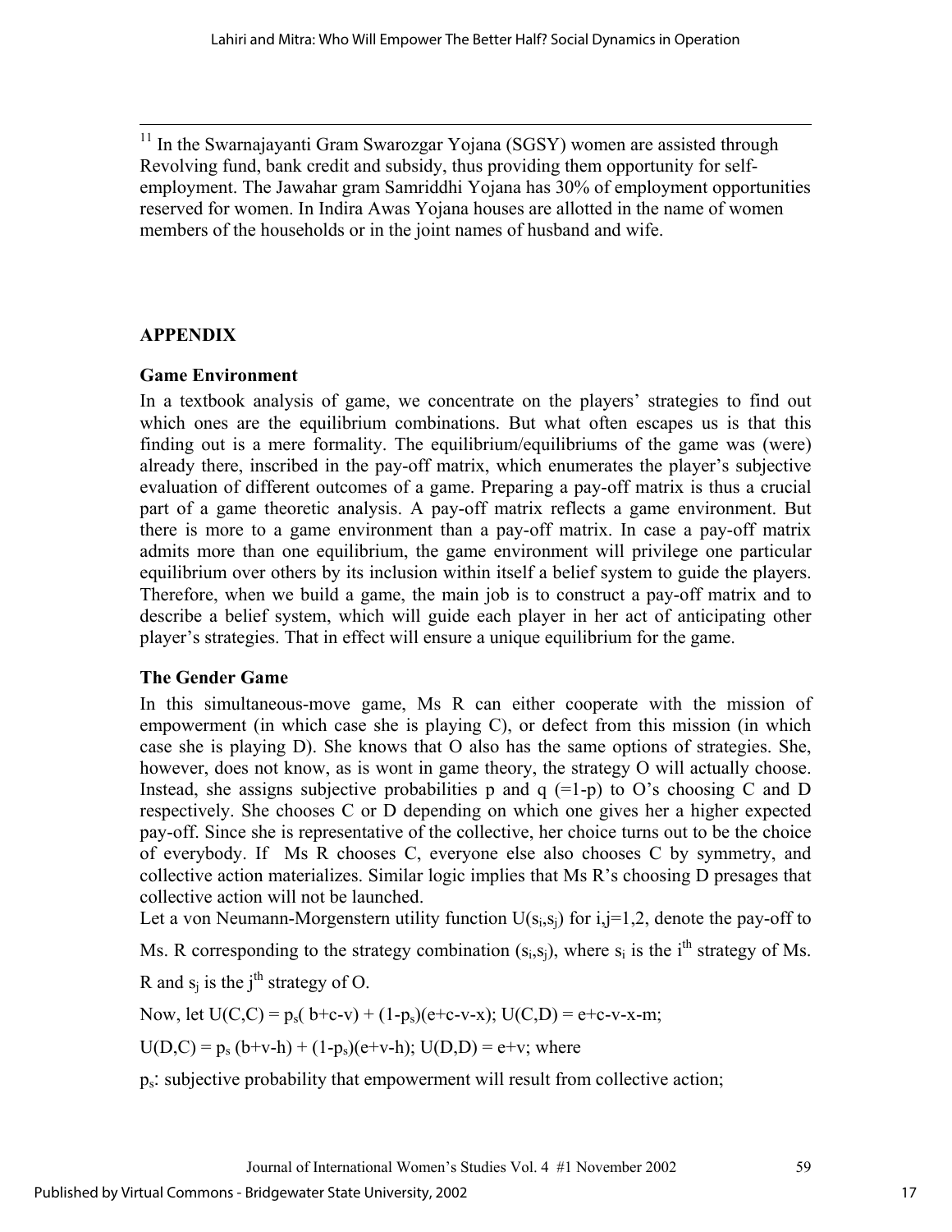[11] In the Swarnajayanti Gram Swarozgar Yojana (SGSY) women are assisted through Revolving fund, bank credit and subsidy, thus providing them opportunity for self-employment. The Jawahar gram Samriddhi Yojana has 30% of employment opportunities reserved for women. In Indira Awas Yojana houses are allotted in the name of women members of the households or in the joint names of husband and wife.

## APPENDIX

### Game Environment

In a textbook analysis of game, we concentrate on the players' strategies to find out which ones are the equilibrium combinations. But what often escapes us is that this finding out is a mere formality. The equilibrium/equilibriums of the game was (were) already there, inscribed in the pay-off matrix, which enumerates the player's subjective evaluation of different outcomes of a game. Preparing a pay-off matrix is thus a crucial part of a game theoretic analysis. A pay-off matrix reflects a game environment. But there is more to a game environment than a pay-off matrix. In case a pay-off matrix admits more than one equilibrium, the game environment will privilege one particular equilibrium over others by its inclusion within itself a belief system to guide the players. Therefore, when we build a game, the main job is to construct a pay-off matrix and to describe a belief system, which will guide each player in her act of anticipating other player's strategies. That in effect will ensure a unique equilibrium for the game.

### The Gender Game

In this simultaneous-move game, Ms R can either cooperate with the mission of empowerment (in which case she is playing C), or defect from this mission (in which case she is playing D). She knows that O also has the same options of strategies. She, however, does not know, as is wont in game theory, the strategy O will actually choose. Instead, she assigns subjective probabilities p and q (=1-p) to O's choosing C and D respectively. She chooses C or D depending on which one gives her a higher expected pay-off. Since she is representative of the collective, her choice turns out to be the choice of everybody. If Ms R chooses C, everyone else also chooses C by symmetry, and collective action materializes. Similar logic implies that Ms R's choosing D presages that collective action will not be launched.

Let a von Neumann-Morgenstern utility function $U(s_i,s_j)$ for $i,j=1,2$, denote the pay-off to Ms. R corresponding to the strategy combination $(s_i,s_j)$, where $s_i$ is the $i^{th}$ strategy of Ms. R and $s_j$ is the $j^{th}$ strategy of O.

Now, let $U(C,C) = p_s(b+c-v) + (1-p_s)(e+c-v-x)$; $U(C,D) = e+c-v-x-m$;

$U(D,C) = p_s(b+v-h) + (1-p_s)(e+v-h)$; $U(D,D) = e+v$; where

$p_s$: subjective probability that empowerment will result from collective action;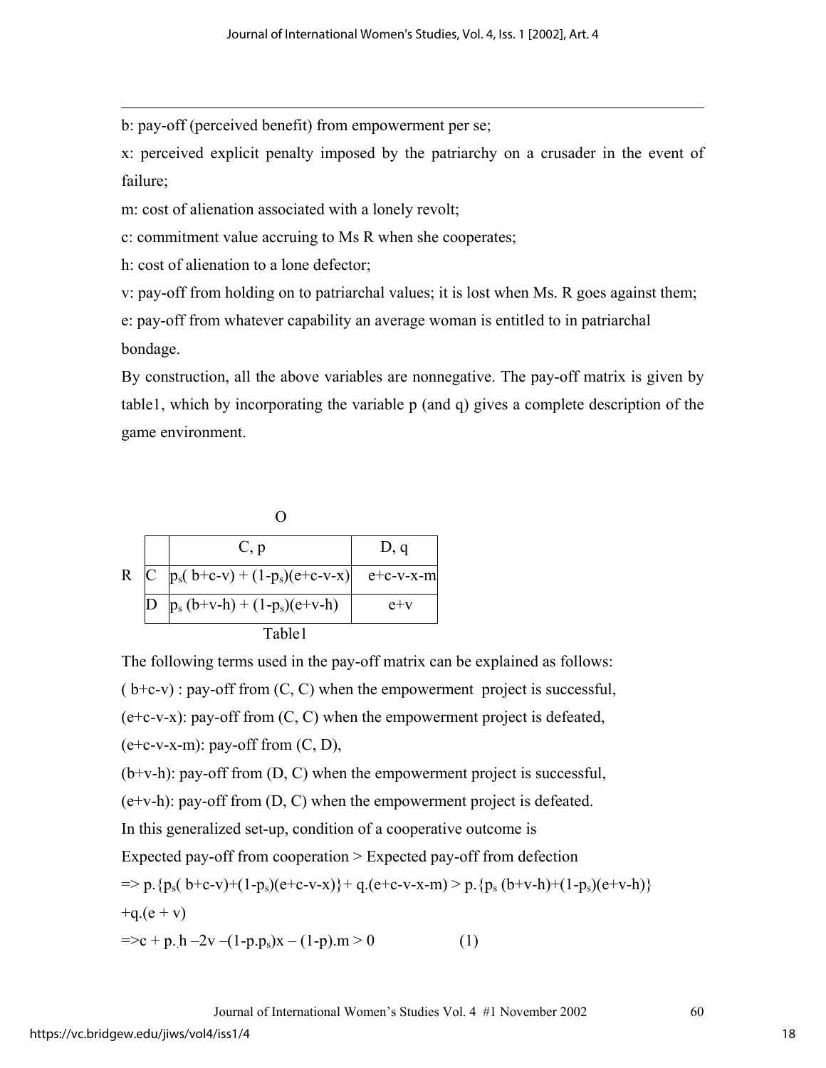b: pay-off (perceived benefit) from empowerment per se;

x: perceived explicit penalty imposed by the patriarchy on a crusader in the event of failure;

m: cost of alienation associated with a lonely revolt;

c: commitment value accruing to Ms R when she cooperates;

h: cost of alienation to a lone defector;

v: pay-off from holding on to patriarchal values; it is lost when Ms. R goes against them;

e: pay-off from whatever capability an average woman is entitled to in patriarchal bondage.

By construction, all the above variables are nonnegative. The pay-off matrix is given by table1, which by incorporating the variable p (and q) gives a complete description of the game environment.

| | | O | |
|---|---|---|---|
| | | C, p | D, q |
| R | C | $p_s(b+c-v) + (1-p_s)(e+c-v-x)$ | $e+c-v-x-m$ |
| | D | $p_s(b+v-h) + (1-p_s)(e+v-h)$ | $e+v$ |

Table1

The following terms used in the pay-off matrix can be explained as follows:

$(b+c-v)$ : pay-off from (C, C) when the empowerment project is successful,

$(e+c-v-x)$: pay-off from (C, C) when the empowerment project is defeated,

$(e+c-v-x-m)$: pay-off from (C, D),

$(b+v-h)$: pay-off from (D, C) when the empowerment project is successful,

$(e+v-h)$: pay-off from (D, C) when the empowerment project is defeated.

In this generalized set-up, condition of a cooperative outcome is

Expected pay-off from cooperation > Expected pay-off from defection

$$\Rightarrow p.\{p_s(b+c-v)+(1-p_s)(e+c-v-x)\}+q.(e+c-v-x-m) > p.\{p_s(b+v-h)+(1-p_s)(e+v-h)\} +q.(e+v)$$

$$\Rightarrow c + p.h - 2v - (1-p.p_s)x - (1-p).m > 0 \qquad (1)$$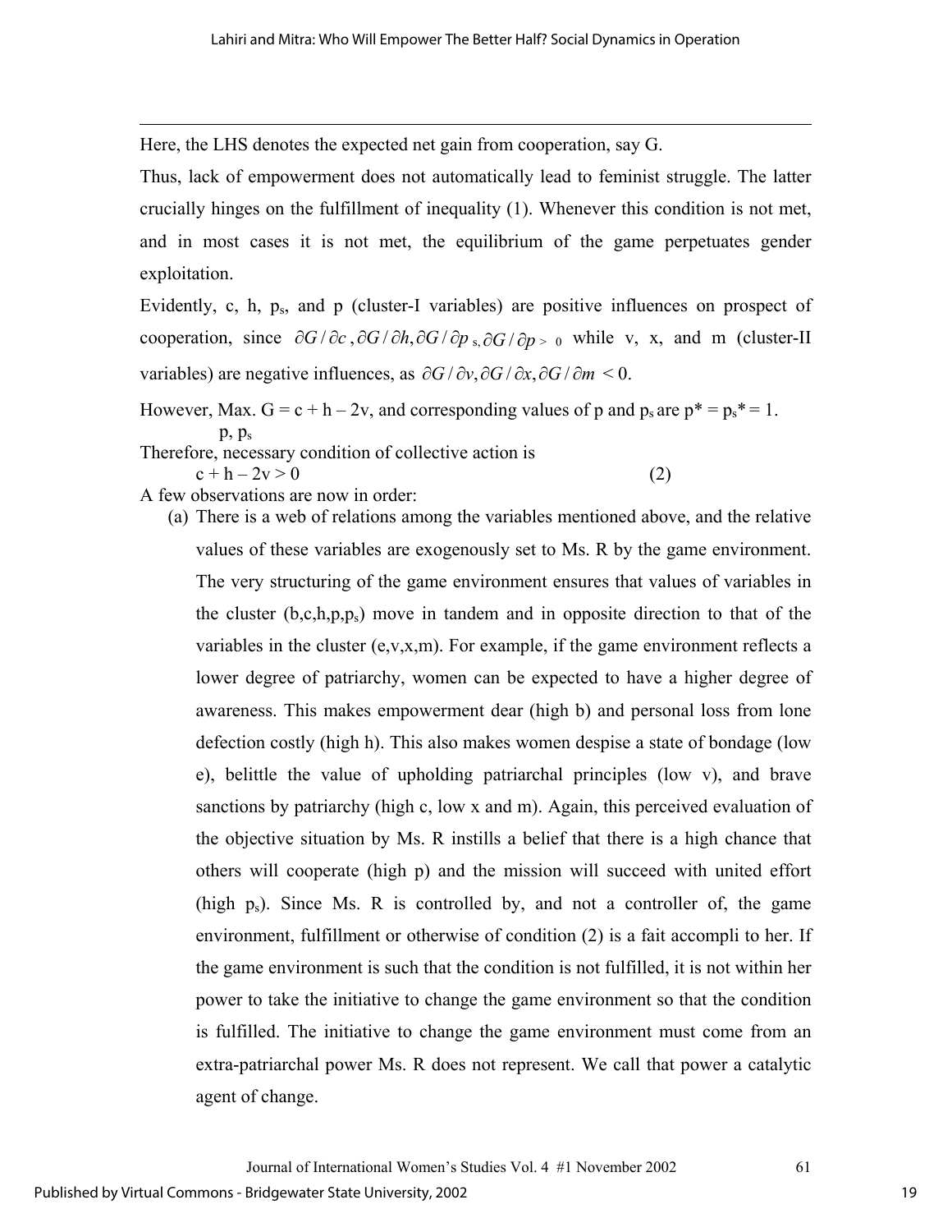Here, the LHS denotes the expected net gain from cooperation, say G.

Thus, lack of empowerment does not automatically lead to feminist struggle. The latter crucially hinges on the fulfillment of inequality (1). Whenever this condition is not met, and in most cases it is not met, the equilibrium of the game perpetuates gender exploitation.

Evidently, c, h, $p_s$, and p (cluster-I variables) are positive influences on prospect of cooperation, since $\partial G/\partial c, \partial G/\partial h, \partial G/\partial p_s, \partial G/\partial p > 0$ while v, x, and m (cluster-II variables) are negative influences, as $\partial G/\partial v, \partial G/\partial x, \partial G/\partial m < 0$.

However, $\underset{p,\, p_s}{\text{Max.}}\, G = c + h - 2v$, and corresponding values of p and $p_s$ are $p^* = p_s^* = 1$.

Therefore, necessary condition of collective action is

$$c + h - 2v > 0 \qquad (2)$$

A few observations are now in order:

(a) There is a web of relations among the variables mentioned above, and the relative values of these variables are exogenously set to Ms. R by the game environment. The very structuring of the game environment ensures that values of variables in the cluster $(b,c,h,p,p_s)$ move in tandem and in opposite direction to that of the variables in the cluster (e,v,x,m). For example, if the game environment reflects a lower degree of patriarchy, women can be expected to have a higher degree of awareness. This makes empowerment dear (high b) and personal loss from lone defection costly (high h). This also makes women despise a state of bondage (low e), belittle the value of upholding patriarchal principles (low v), and brave sanctions by patriarchy (high c, low x and m). Again, this perceived evaluation of the objective situation by Ms. R instills a belief that there is a high chance that others will cooperate (high p) and the mission will succeed with united effort (high $p_s$). Since Ms. R is controlled by, and not a controller of, the game environment, fulfillment or otherwise of condition (2) is a fait accompli to her. If the game environment is such that the condition is not fulfilled, it is not within her power to take the initiative to change the game environment so that the condition is fulfilled. The initiative to change the game environment must come from an extra-patriarchal power Ms. R does not represent. We call that power a catalytic agent of change.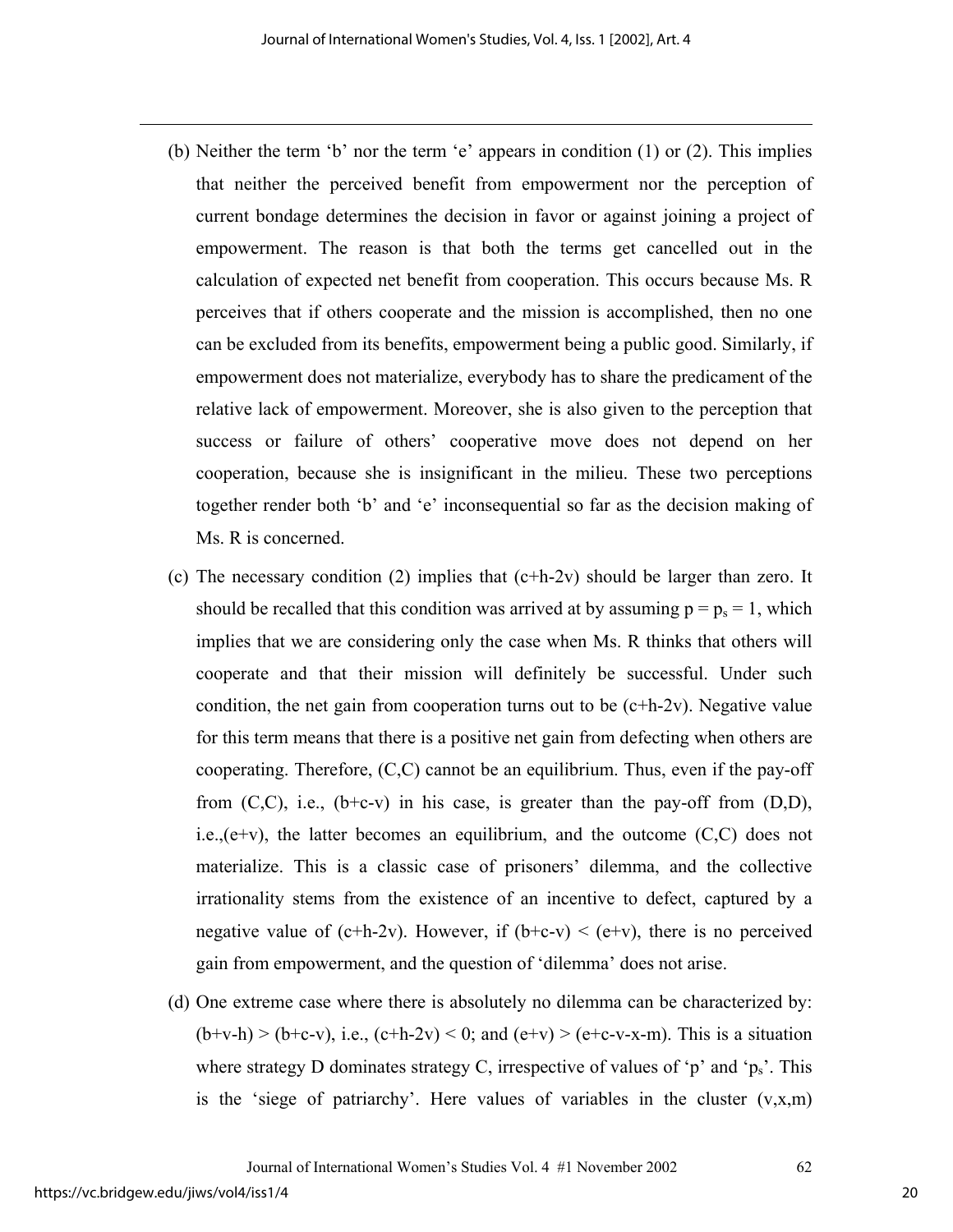(b) Neither the term 'b' nor the term 'e' appears in condition (1) or (2). This implies that neither the perceived benefit from empowerment nor the perception of current bondage determines the decision in favor or against joining a project of empowerment. The reason is that both the terms get cancelled out in the calculation of expected net benefit from cooperation. This occurs because Ms. R perceives that if others cooperate and the mission is accomplished, then no one can be excluded from its benefits, empowerment being a public good. Similarly, if empowerment does not materialize, everybody has to share the predicament of the relative lack of empowerment. Moreover, she is also given to the perception that success or failure of others' cooperative move does not depend on her cooperation, because she is insignificant in the milieu. These two perceptions together render both 'b' and 'e' inconsequential so far as the decision making of Ms. R is concerned.

(c) The necessary condition (2) implies that (c+h-2v) should be larger than zero. It should be recalled that this condition was arrived at by assuming $p = p_s = 1$, which implies that we are considering only the case when Ms. R thinks that others will cooperate and that their mission will definitely be successful. Under such condition, the net gain from cooperation turns out to be (c+h-2v). Negative value for this term means that there is a positive net gain from defecting when others are cooperating. Therefore, (C,C) cannot be an equilibrium. Thus, even if the pay-off from (C,C), i.e., (b+c-v) in his case, is greater than the pay-off from (D,D), i.e.,(e+v), the latter becomes an equilibrium, and the outcome (C,C) does not materialize. This is a classic case of prisoners' dilemma, and the collective irrationality stems from the existence of an incentive to defect, captured by a negative value of (c+h-2v). However, if (b+c-v) < (e+v), there is no perceived gain from empowerment, and the question of 'dilemma' does not arise.

(d) One extreme case where there is absolutely no dilemma can be characterized by: (b+v-h) > (b+c-v), i.e., (c+h-2v) < 0; and (e+v) > (e+c-v-x-m). This is a situation where strategy D dominates strategy C, irrespective of values of 'p' and '$p_s$'. This is the 'siege of patriarchy'. Here values of variables in the cluster (v,x,m)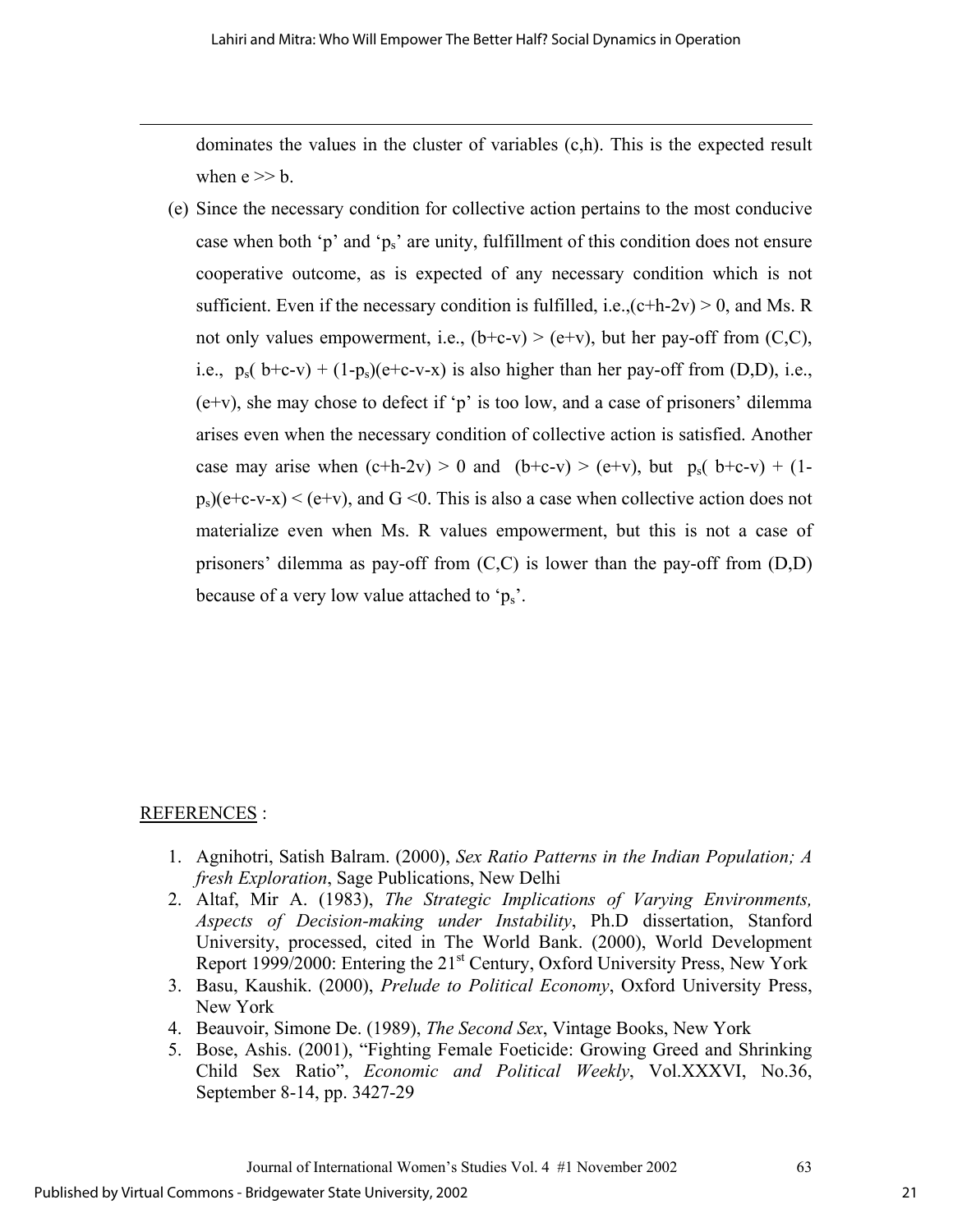dominates the values in the cluster of variables (c,h). This is the expected result when $e >> b$.

(e) Since the necessary condition for collective action pertains to the most conducive case when both 'p' and '$p_s$' are unity, fulfillment of this condition does not ensure cooperative outcome, as is expected of any necessary condition which is not sufficient. Even if the necessary condition is fulfilled, i.e.,$(c+h-2v) > 0$, and Ms. R not only values empowerment, i.e., $(b+c-v) > (e+v)$, but her pay-off from (C,C), i.e., $p_s(b+c-v) + (1-p_s)(e+c-v-x)$ is also higher than her pay-off from (D,D), i.e., $(e+v)$, she may chose to defect if 'p' is too low, and a case of prisoners' dilemma arises even when the necessary condition of collective action is satisfied. Another case may arise when $(c+h-2v) > 0$ and $(b+c-v) > (e+v)$, but $p_s(b+c-v) + (1-p_s)(e+c-v-x) < (e+v)$, and $G < 0$. This is also a case when collective action does not materialize even when Ms. R values empowerment, but this is not a case of prisoners' dilemma as pay-off from (C,C) is lower than the pay-off from (D,D) because of a very low value attached to '$p_s$'.

## REFERENCES :

1. Agnihotri, Satish Balram. (2000), *Sex Ratio Patterns in the Indian Population; A fresh Exploration*, Sage Publications, New Delhi
2. Altaf, Mir A. (1983), *The Strategic Implications of Varying Environments, Aspects of Decision-making under Instability*, Ph.D dissertation, Stanford University, processed, cited in The World Bank. (2000), World Development Report 1999/2000: Entering the 21st Century, Oxford University Press, New York
3. Basu, Kaushik. (2000), *Prelude to Political Economy*, Oxford University Press, New York
4. Beauvoir, Simone De. (1989), *The Second Sex*, Vintage Books, New York
5. Bose, Ashis. (2001), "Fighting Female Foeticide: Growing Greed and Shrinking Child Sex Ratio", *Economic and Political Weekly*, Vol.XXXVI, No.36, September 8-14, pp. 3427-29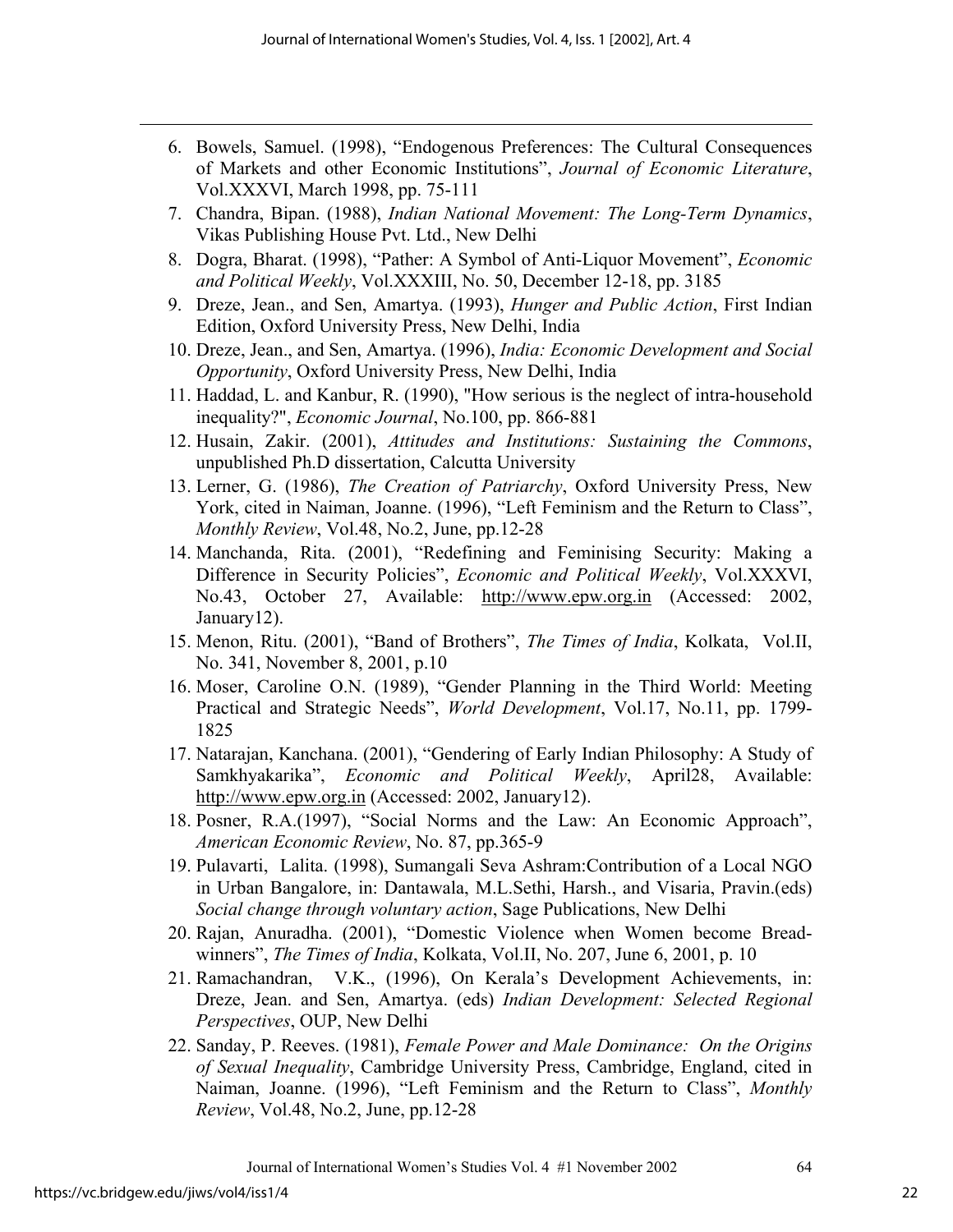6. Bowels, Samuel. (1998), "Endogenous Preferences: The Cultural Consequences of Markets and other Economic Institutions", *Journal of Economic Literature*, Vol.XXXVI, March 1998, pp. 75-111
7. Chandra, Bipan. (1988), *Indian National Movement: The Long-Term Dynamics*, Vikas Publishing House Pvt. Ltd., New Delhi
8. Dogra, Bharat. (1998), "Pather: A Symbol of Anti-Liquor Movement", *Economic and Political Weekly*, Vol.XXXIII, No. 50, December 12-18, pp. 3185
9. Dreze, Jean., and Sen, Amartya. (1993), *Hunger and Public Action*, First Indian Edition, Oxford University Press, New Delhi, India
10. Dreze, Jean., and Sen, Amartya. (1996), *India: Economic Development and Social Opportunity*, Oxford University Press, New Delhi, India
11. Haddad, L. and Kanbur, R. (1990), "How serious is the neglect of intra-household inequality?", *Economic Journal*, No.100, pp. 866-881
12. Husain, Zakir. (2001), *Attitudes and Institutions: Sustaining the Commons*, unpublished Ph.D dissertation, Calcutta University
13. Lerner, G. (1986), *The Creation of Patriarchy*, Oxford University Press, New York, cited in Naiman, Joanne. (1996), "Left Feminism and the Return to Class", *Monthly Review*, Vol.48, No.2, June, pp.12-28
14. Manchanda, Rita. (2001), "Redefining and Feminising Security: Making a Difference in Security Policies", *Economic and Political Weekly*, Vol.XXXVI, No.43, October 27, Available: http://www.epw.org.in (Accessed: 2002, January12).
15. Menon, Ritu. (2001), "Band of Brothers", *The Times of India*, Kolkata, Vol.II, No. 341, November 8, 2001, p.10
16. Moser, Caroline O.N. (1989), "Gender Planning in the Third World: Meeting Practical and Strategic Needs", *World Development*, Vol.17, No.11, pp. 1799-1825
17. Natarajan, Kanchana. (2001), "Gendering of Early Indian Philosophy: A Study of Samkhyakarika", *Economic and Political Weekly*, April28, Available: http://www.epw.org.in (Accessed: 2002, January12).
18. Posner, R.A.(1997), "Social Norms and the Law: An Economic Approach", *American Economic Review*, No. 87, pp.365-9
19. Pulavarti, Lalita. (1998), Sumangali Seva Ashram:Contribution of a Local NGO in Urban Bangalore, in: Dantawala, M.L.Sethi, Harsh., and Visaria, Pravin.(eds) *Social change through voluntary action*, Sage Publications, New Delhi
20. Rajan, Anuradha. (2001), "Domestic Violence when Women become Bread-winners", *The Times of India*, Kolkata, Vol.II, No. 207, June 6, 2001, p. 10
21. Ramachandran, V.K., (1996), On Kerala's Development Achievements, in: Dreze, Jean. and Sen, Amartya. (eds) *Indian Development: Selected Regional Perspectives*, OUP, New Delhi
22. Sanday, P. Reeves. (1981), *Female Power and Male Dominance: On the Origins of Sexual Inequality*, Cambridge University Press, Cambridge, England, cited in Naiman, Joanne. (1996), "Left Feminism and the Return to Class", *Monthly Review*, Vol.48, No.2, June, pp.12-28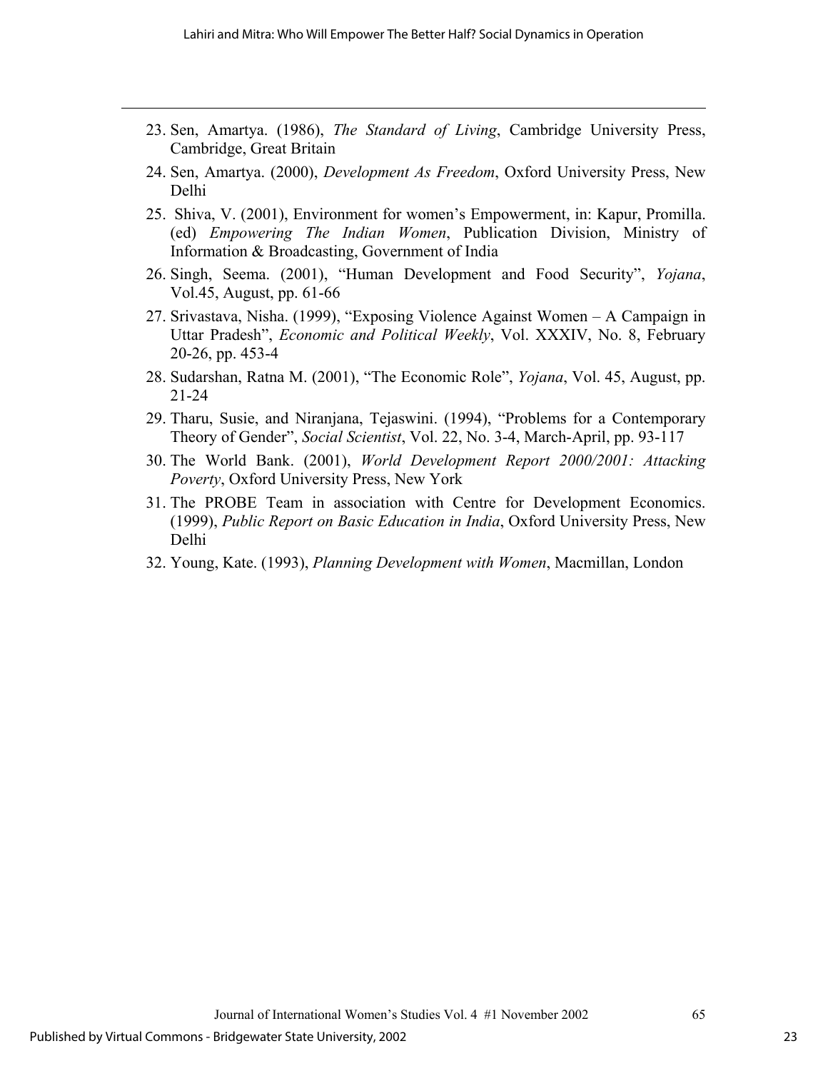23. Sen, Amartya. (1986), *The Standard of Living*, Cambridge University Press, Cambridge, Great Britain
24. Sen, Amartya. (2000), *Development As Freedom*, Oxford University Press, New Delhi
25. Shiva, V. (2001), Environment for women's Empowerment, in: Kapur, Promilla. (ed) *Empowering The Indian Women*, Publication Division, Ministry of Information & Broadcasting, Government of India
26. Singh, Seema. (2001), "Human Development and Food Security", *Yojana*, Vol.45, August, pp. 61-66
27. Srivastava, Nisha. (1999), "Exposing Violence Against Women – A Campaign in Uttar Pradesh", *Economic and Political Weekly*, Vol. XXXIV, No. 8, February 20-26, pp. 453-4
28. Sudarshan, Ratna M. (2001), "The Economic Role", *Yojana*, Vol. 45, August, pp. 21-24
29. Tharu, Susie, and Niranjana, Tejaswini. (1994), "Problems for a Contemporary Theory of Gender", *Social Scientist*, Vol. 22, No. 3-4, March-April, pp. 93-117
30. The World Bank. (2001), *World Development Report 2000/2001: Attacking Poverty*, Oxford University Press, New York
31. The PROBE Team in association with Centre for Development Economics. (1999), *Public Report on Basic Education in India*, Oxford University Press, New Delhi
32. Young, Kate. (1993), *Planning Development with Women*, Macmillan, London